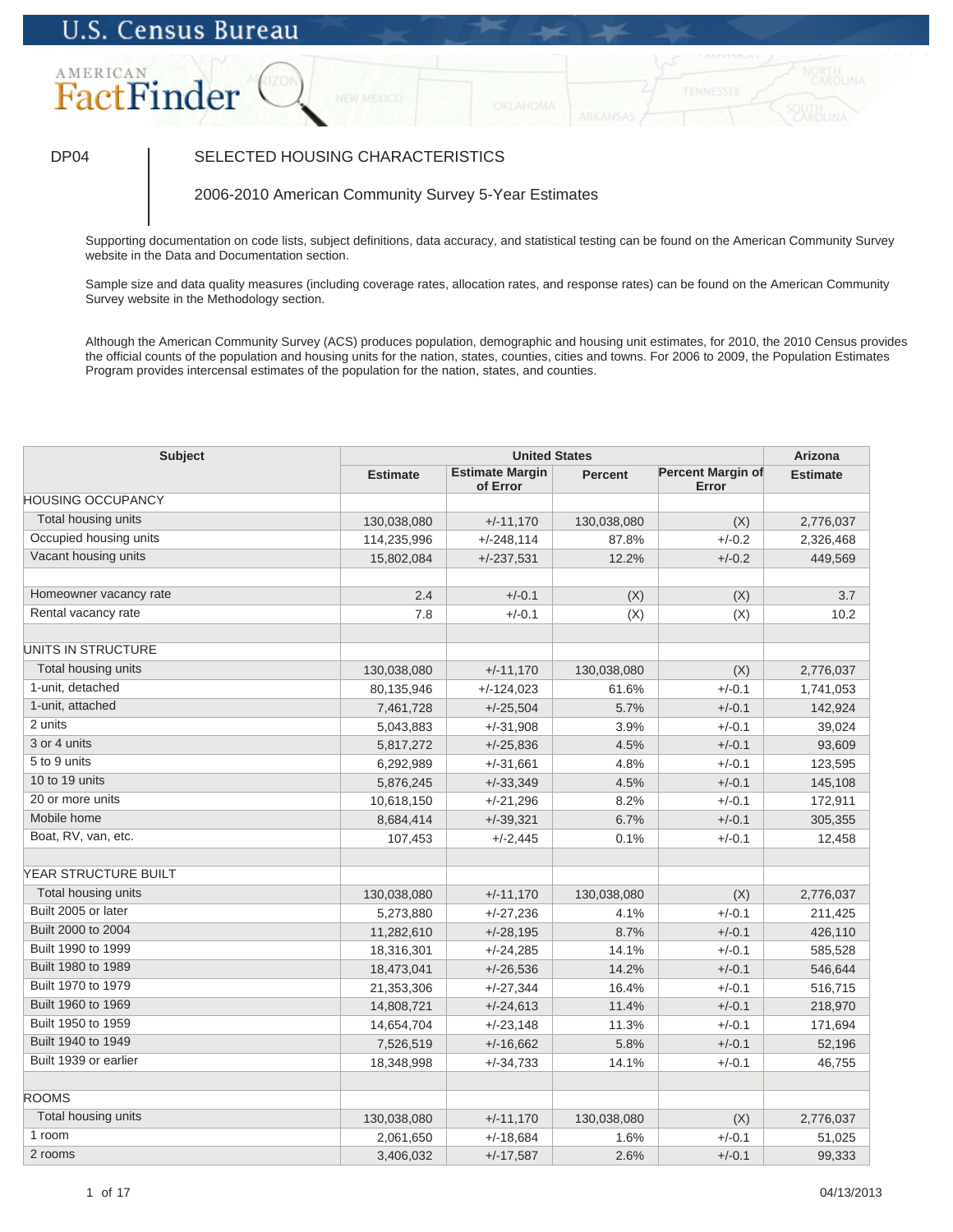U.S. Census Bureau

AMERICAN FactFinder

DP04 — SELECTED HOUSING CHARACTERISTICS

2006-2010 American Community Survey 5-Year Estimates

Supporting documentation on code lists, subject definitions, data accuracy, and statistical testing can be found on the American Community Survey website in the Data and Documentation section.

Sample size and data quality measures (including coverage rates, allocation rates, and response rates) can be found on the American Community Survey website in the Methodology section.

Although the American Community Survey (ACS) produces population, demographic and housing unit estimates, for 2010, the 2010 Census provides the official counts of the population and housing units for the nation, states, counties, cities and towns. For 2006 to 2009, the Population Estimates Program provides intercensal estimates of the population for the nation, states, and counties.

| Subject | United States | | | | Arizona |
|---|---|---|---|---|---|
| | Estimate | Estimate Margin of Error | Percent | Percent Margin of Error | Estimate |
| HOUSING OCCUPANCY | | | | | |
| Total housing units | 130,038,080 | +/-11,170 | 130,038,080 | (X) | 2,776,037 |
| Occupied housing units | 114,235,996 | +/-248,114 | 87.8% | +/-0.2 | 2,326,468 |
| Vacant housing units | 15,802,084 | +/-237,531 | 12.2% | +/-0.2 | 449,569 |
| | | | | | |
| Homeowner vacancy rate | 2.4 | +/-0.1 | (X) | (X) | 3.7 |
| Rental vacancy rate | 7.8 | +/-0.1 | (X) | (X) | 10.2 |
| | | | | | |
| UNITS IN STRUCTURE | | | | | |
| Total housing units | 130,038,080 | +/-11,170 | 130,038,080 | (X) | 2,776,037 |
| 1-unit, detached | 80,135,946 | +/-124,023 | 61.6% | +/-0.1 | 1,741,053 |
| 1-unit, attached | 7,461,728 | +/-25,504 | 5.7% | +/-0.1 | 142,924 |
| 2 units | 5,043,883 | +/-31,908 | 3.9% | +/-0.1 | 39,024 |
| 3 or 4 units | 5,817,272 | +/-25,836 | 4.5% | +/-0.1 | 93,609 |
| 5 to 9 units | 6,292,989 | +/-31,661 | 4.8% | +/-0.1 | 123,595 |
| 10 to 19 units | 5,876,245 | +/-33,349 | 4.5% | +/-0.1 | 145,108 |
| 20 or more units | 10,618,150 | +/-21,296 | 8.2% | +/-0.1 | 172,911 |
| Mobile home | 8,684,414 | +/-39,321 | 6.7% | +/-0.1 | 305,355 |
| Boat, RV, van, etc. | 107,453 | +/-2,445 | 0.1% | +/-0.1 | 12,458 |
| | | | | | |
| YEAR STRUCTURE BUILT | | | | | |
| Total housing units | 130,038,080 | +/-11,170 | 130,038,080 | (X) | 2,776,037 |
| Built 2005 or later | 5,273,880 | +/-27,236 | 4.1% | +/-0.1 | 211,425 |
| Built 2000 to 2004 | 11,282,610 | +/-28,195 | 8.7% | +/-0.1 | 426,110 |
| Built 1990 to 1999 | 18,316,301 | +/-24,285 | 14.1% | +/-0.1 | 585,528 |
| Built 1980 to 1989 | 18,473,041 | +/-26,536 | 14.2% | +/-0.1 | 546,644 |
| Built 1970 to 1979 | 21,353,306 | +/-27,344 | 16.4% | +/-0.1 | 516,715 |
| Built 1960 to 1969 | 14,808,721 | +/-24,613 | 11.4% | +/-0.1 | 218,970 |
| Built 1950 to 1959 | 14,654,704 | +/-23,148 | 11.3% | +/-0.1 | 171,694 |
| Built 1940 to 1949 | 7,526,519 | +/-16,662 | 5.8% | +/-0.1 | 52,196 |
| Built 1939 or earlier | 18,348,998 | +/-34,733 | 14.1% | +/-0.1 | 46,755 |
| | | | | | |
| ROOMS | | | | | |
| Total housing units | 130,038,080 | +/-11,170 | 130,038,080 | (X) | 2,776,037 |
| 1 room | 2,061,650 | +/-18,684 | 1.6% | +/-0.1 | 51,025 |
| 2 rooms | 3,406,032 | +/-17,587 | 2.6% | +/-0.1 | 99,333 |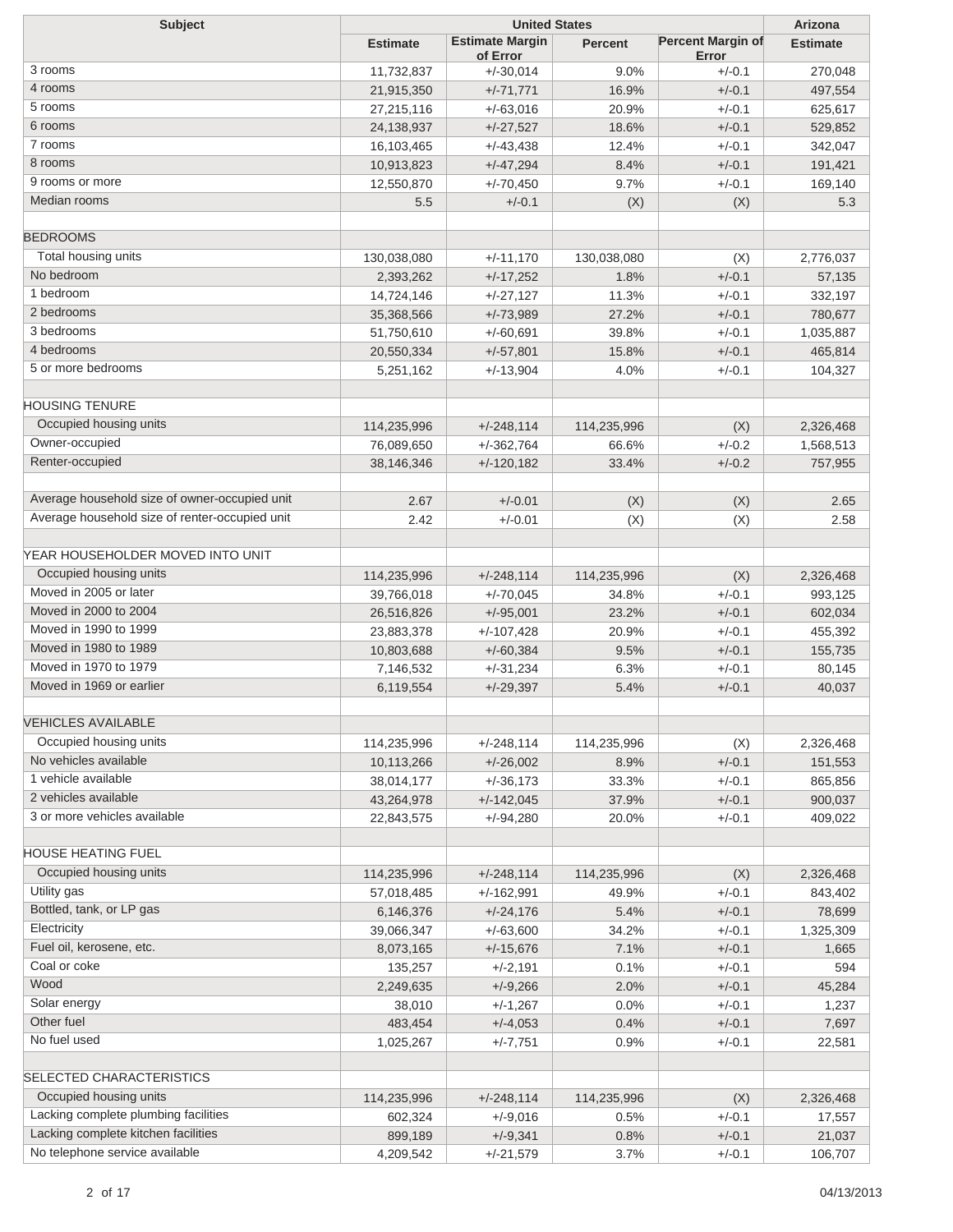| Subject | United States | | | | Arizona |
|---|---|---|---|---|---|
| | Estimate | Estimate Margin of Error | Percent | Percent Margin of Error | Estimate |
| 3 rooms | 11,732,837 | +/-30,014 | 9.0% | +/-0.1 | 270,048 |
| 4 rooms | 21,915,350 | +/-71,771 | 16.9% | +/-0.1 | 497,554 |
| 5 rooms | 27,215,116 | +/-63,016 | 20.9% | +/-0.1 | 625,617 |
| 6 rooms | 24,138,937 | +/-27,527 | 18.6% | +/-0.1 | 529,852 |
| 7 rooms | 16,103,465 | +/-43,438 | 12.4% | +/-0.1 | 342,047 |
| 8 rooms | 10,913,823 | +/-47,294 | 8.4% | +/-0.1 | 191,421 |
| 9 rooms or more | 12,550,870 | +/-70,450 | 9.7% | +/-0.1 | 169,140 |
| Median rooms | 5.5 | +/-0.1 | (X) | (X) | 5.3 |
| | | | | | |
| BEDROOMS | | | | | |
| Total housing units | 130,038,080 | +/-11,170 | 130,038,080 | (X) | 2,776,037 |
| No bedroom | 2,393,262 | +/-17,252 | 1.8% | +/-0.1 | 57,135 |
| 1 bedroom | 14,724,146 | +/-27,127 | 11.3% | +/-0.1 | 332,197 |
| 2 bedrooms | 35,368,566 | +/-73,989 | 27.2% | +/-0.1 | 780,677 |
| 3 bedrooms | 51,750,610 | +/-60,691 | 39.8% | +/-0.1 | 1,035,887 |
| 4 bedrooms | 20,550,334 | +/-57,801 | 15.8% | +/-0.1 | 465,814 |
| 5 or more bedrooms | 5,251,162 | +/-13,904 | 4.0% | +/-0.1 | 104,327 |
| | | | | | |
| HOUSING TENURE | | | | | |
| Occupied housing units | 114,235,996 | +/-248,114 | 114,235,996 | (X) | 2,326,468 |
| Owner-occupied | 76,089,650 | +/-362,764 | 66.6% | +/-0.2 | 1,568,513 |
| Renter-occupied | 38,146,346 | +/-120,182 | 33.4% | +/-0.2 | 757,955 |
| | | | | | |
| Average household size of owner-occupied unit | 2.67 | +/-0.01 | (X) | (X) | 2.65 |
| Average household size of renter-occupied unit | 2.42 | +/-0.01 | (X) | (X) | 2.58 |
| | | | | | |
| YEAR HOUSEHOLDER MOVED INTO UNIT | | | | | |
| Occupied housing units | 114,235,996 | +/-248,114 | 114,235,996 | (X) | 2,326,468 |
| Moved in 2005 or later | 39,766,018 | +/-70,045 | 34.8% | +/-0.1 | 993,125 |
| Moved in 2000 to 2004 | 26,516,826 | +/-95,001 | 23.2% | +/-0.1 | 602,034 |
| Moved in 1990 to 1999 | 23,883,378 | +/-107,428 | 20.9% | +/-0.1 | 455,392 |
| Moved in 1980 to 1989 | 10,803,688 | +/-60,384 | 9.5% | +/-0.1 | 155,735 |
| Moved in 1970 to 1979 | 7,146,532 | +/-31,234 | 6.3% | +/-0.1 | 80,145 |
| Moved in 1969 or earlier | 6,119,554 | +/-29,397 | 5.4% | +/-0.1 | 40,037 |
| | | | | | |
| VEHICLES AVAILABLE | | | | | |
| Occupied housing units | 114,235,996 | +/-248,114 | 114,235,996 | (X) | 2,326,468 |
| No vehicles available | 10,113,266 | +/-26,002 | 8.9% | +/-0.1 | 151,553 |
| 1 vehicle available | 38,014,177 | +/-36,173 | 33.3% | +/-0.1 | 865,856 |
| 2 vehicles available | 43,264,978 | +/-142,045 | 37.9% | +/-0.1 | 900,037 |
| 3 or more vehicles available | 22,843,575 | +/-94,280 | 20.0% | +/-0.1 | 409,022 |
| | | | | | |
| HOUSE HEATING FUEL | | | | | |
| Occupied housing units | 114,235,996 | +/-248,114 | 114,235,996 | (X) | 2,326,468 |
| Utility gas | 57,018,485 | +/-162,991 | 49.9% | +/-0.1 | 843,402 |
| Bottled, tank, or LP gas | 6,146,376 | +/-24,176 | 5.4% | +/-0.1 | 78,699 |
| Electricity | 39,066,347 | +/-63,600 | 34.2% | +/-0.1 | 1,325,309 |
| Fuel oil, kerosene, etc. | 8,073,165 | +/-15,676 | 7.1% | +/-0.1 | 1,665 |
| Coal or coke | 135,257 | +/-2,191 | 0.1% | +/-0.1 | 594 |
| Wood | 2,249,635 | +/-9,266 | 2.0% | +/-0.1 | 45,284 |
| Solar energy | 38,010 | +/-1,267 | 0.0% | +/-0.1 | 1,237 |
| Other fuel | 483,454 | +/-4,053 | 0.4% | +/-0.1 | 7,697 |
| No fuel used | 1,025,267 | +/-7,751 | 0.9% | +/-0.1 | 22,581 |
| | | | | | |
| SELECTED CHARACTERISTICS | | | | | |
| Occupied housing units | 114,235,996 | +/-248,114 | 114,235,996 | (X) | 2,326,468 |
| Lacking complete plumbing facilities | 602,324 | +/-9,016 | 0.5% | +/-0.1 | 17,557 |
| Lacking complete kitchen facilities | 899,189 | +/-9,341 | 0.8% | +/-0.1 | 21,037 |
| No telephone service available | 4,209,542 | +/-21,579 | 3.7% | +/-0.1 | 106,707 |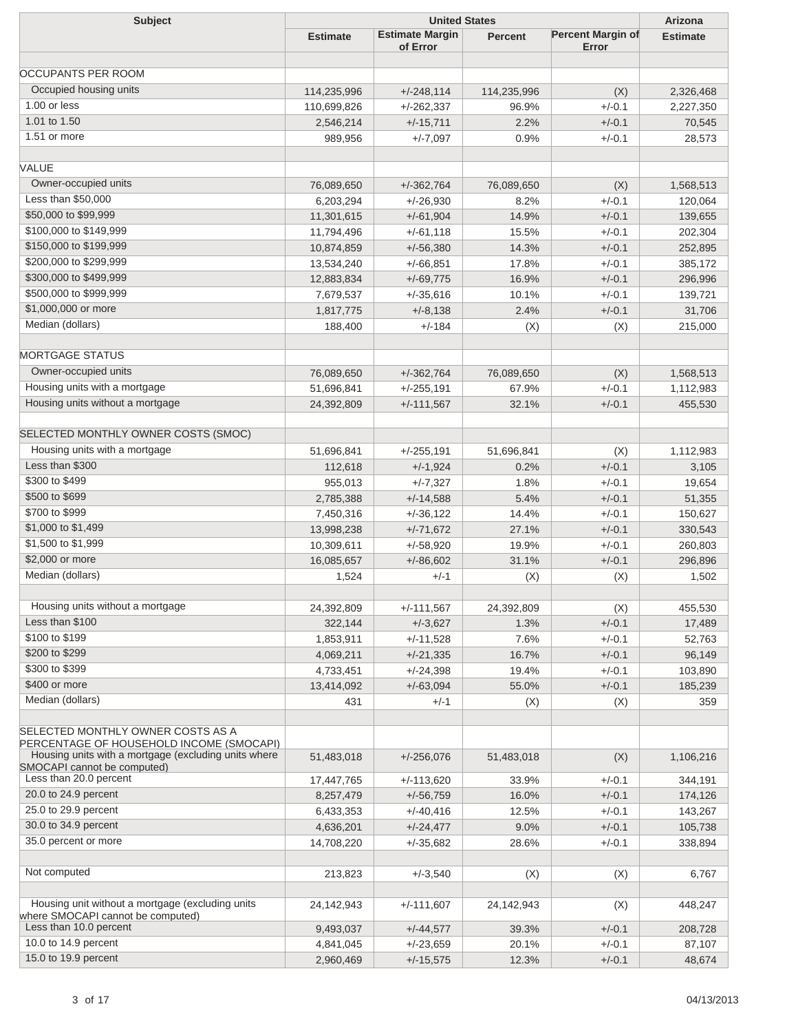| Subject | United States | | | | Arizona |
|---|---|---|---|---|---|
| | Estimate | Estimate Margin of Error | Percent | Percent Margin of Error | Estimate |
| | | | | | |
| OCCUPANTS PER ROOM | | | | | |
| Occupied housing units | 114,235,996 | +/-248,114 | 114,235,996 | (X) | 2,326,468 |
| 1.00 or less | 110,699,826 | +/-262,337 | 96.9% | +/-0.1 | 2,227,350 |
| 1.01 to 1.50 | 2,546,214 | +/-15,711 | 2.2% | +/-0.1 | 70,545 |
| 1.51 or more | 989,956 | +/-7,097 | 0.9% | +/-0.1 | 28,573 |
| | | | | | |
| VALUE | | | | | |
| Owner-occupied units | 76,089,650 | +/-362,764 | 76,089,650 | (X) | 1,568,513 |
| Less than $50,000 | 6,203,294 | +/-26,930 | 8.2% | +/-0.1 | 120,064 |
| $50,000 to $99,999 | 11,301,615 | +/-61,904 | 14.9% | +/-0.1 | 139,655 |
| $100,000 to $149,999 | 11,794,496 | +/-61,118 | 15.5% | +/-0.1 | 202,304 |
| $150,000 to $199,999 | 10,874,859 | +/-56,380 | 14.3% | +/-0.1 | 252,895 |
| $200,000 to $299,999 | 13,534,240 | +/-66,851 | 17.8% | +/-0.1 | 385,172 |
| $300,000 to $499,999 | 12,883,834 | +/-69,775 | 16.9% | +/-0.1 | 296,996 |
| $500,000 to $999,999 | 7,679,537 | +/-35,616 | 10.1% | +/-0.1 | 139,721 |
| $1,000,000 or more | 1,817,775 | +/-8,138 | 2.4% | +/-0.1 | 31,706 |
| Median (dollars) | 188,400 | +/-184 | (X) | (X) | 215,000 |
| | | | | | |
| MORTGAGE STATUS | | | | | |
| Owner-occupied units | 76,089,650 | +/-362,764 | 76,089,650 | (X) | 1,568,513 |
| Housing units with a mortgage | 51,696,841 | +/-255,191 | 67.9% | +/-0.1 | 1,112,983 |
| Housing units without a mortgage | 24,392,809 | +/-111,567 | 32.1% | +/-0.1 | 455,530 |
| | | | | | |
| SELECTED MONTHLY OWNER COSTS (SMOC) | | | | | |
| Housing units with a mortgage | 51,696,841 | +/-255,191 | 51,696,841 | (X) | 1,112,983 |
| Less than $300 | 112,618 | +/-1,924 | 0.2% | +/-0.1 | 3,105 |
| $300 to $499 | 955,013 | +/-7,327 | 1.8% | +/-0.1 | 19,654 |
| $500 to $699 | 2,785,388 | +/-14,588 | 5.4% | +/-0.1 | 51,355 |
| $700 to $999 | 7,450,316 | +/-36,122 | 14.4% | +/-0.1 | 150,627 |
| $1,000 to $1,499 | 13,998,238 | +/-71,672 | 27.1% | +/-0.1 | 330,543 |
| $1,500 to $1,999 | 10,309,611 | +/-58,920 | 19.9% | +/-0.1 | 260,803 |
| $2,000 or more | 16,085,657 | +/-86,602 | 31.1% | +/-0.1 | 296,896 |
| Median (dollars) | 1,524 | +/-1 | (X) | (X) | 1,502 |
| | | | | | |
| Housing units without a mortgage | 24,392,809 | +/-111,567 | 24,392,809 | (X) | 455,530 |
| Less than $100 | 322,144 | +/-3,627 | 1.3% | +/-0.1 | 17,489 |
| $100 to $199 | 1,853,911 | +/-11,528 | 7.6% | +/-0.1 | 52,763 |
| $200 to $299 | 4,069,211 | +/-21,335 | 16.7% | +/-0.1 | 96,149 |
| $300 to $399 | 4,733,451 | +/-24,398 | 19.4% | +/-0.1 | 103,890 |
| $400 or more | 13,414,092 | +/-63,094 | 55.0% | +/-0.1 | 185,239 |
| Median (dollars) | 431 | +/-1 | (X) | (X) | 359 |
| | | | | | |
| SELECTED MONTHLY OWNER COSTS AS A PERCENTAGE OF HOUSEHOLD INCOME (SMOCAPI) | | | | | |
| Housing units with a mortgage (excluding units where SMOCAPI cannot be computed) | 51,483,018 | +/-256,076 | 51,483,018 | (X) | 1,106,216 |
| Less than 20.0 percent | 17,447,765 | +/-113,620 | 33.9% | +/-0.1 | 344,191 |
| 20.0 to 24.9 percent | 8,257,479 | +/-56,759 | 16.0% | +/-0.1 | 174,126 |
| 25.0 to 29.9 percent | 6,433,353 | +/-40,416 | 12.5% | +/-0.1 | 143,267 |
| 30.0 to 34.9 percent | 4,636,201 | +/-24,477 | 9.0% | +/-0.1 | 105,738 |
| 35.0 percent or more | 14,708,220 | +/-35,682 | 28.6% | +/-0.1 | 338,894 |
| | | | | | |
| Not computed | 213,823 | +/-3,540 | (X) | (X) | 6,767 |
| | | | | | |
| Housing unit without a mortgage (excluding units where SMOCAPI cannot be computed) | 24,142,943 | +/-111,607 | 24,142,943 | (X) | 448,247 |
| Less than 10.0 percent | 9,493,037 | +/-44,577 | 39.3% | +/-0.1 | 208,728 |
| 10.0 to 14.9 percent | 4,841,045 | +/-23,659 | 20.1% | +/-0.1 | 87,107 |
| 15.0 to 19.9 percent | 2,960,469 | +/-15,575 | 12.3% | +/-0.1 | 48,674 |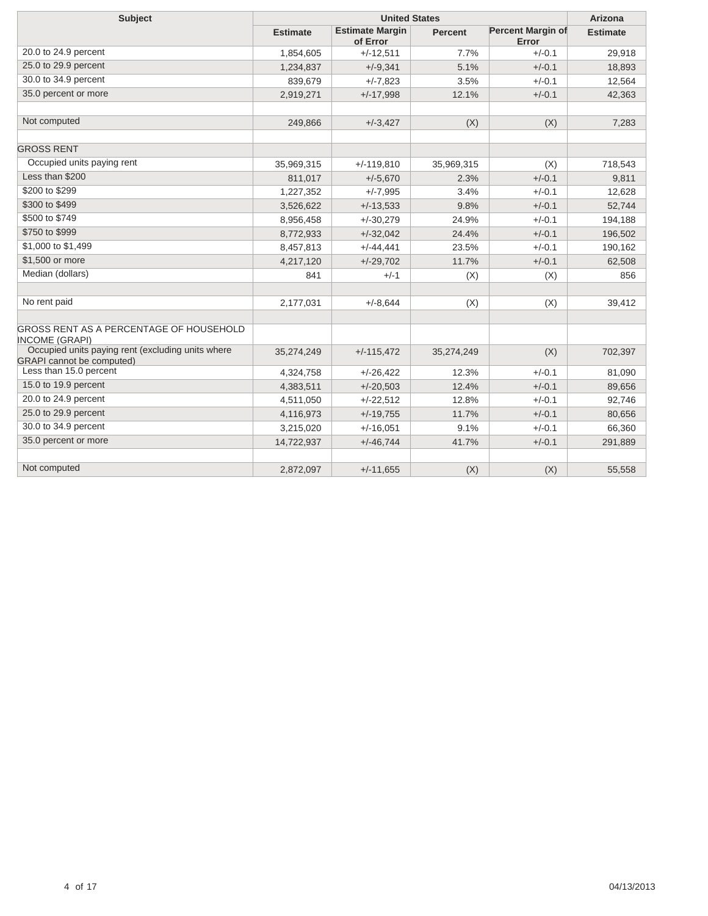| Subject | United States | | | | Arizona |
|---|---|---|---|---|---|
| | Estimate | Estimate Margin of Error | Percent | Percent Margin of Error | Estimate |
| 20.0 to 24.9 percent | 1,854,605 | +/-12,511 | 7.7% | +/-0.1 | 29,918 |
| 25.0 to 29.9 percent | 1,234,837 | +/-9,341 | 5.1% | +/-0.1 | 18,893 |
| 30.0 to 34.9 percent | 839,679 | +/-7,823 | 3.5% | +/-0.1 | 12,564 |
| 35.0 percent or more | 2,919,271 | +/-17,998 | 12.1% | +/-0.1 | 42,363 |
| | | | | | |
| Not computed | 249,866 | +/-3,427 | (X) | (X) | 7,283 |
| | | | | | |
| GROSS RENT | | | | | |
| Occupied units paying rent | 35,969,315 | +/-119,810 | 35,969,315 | (X) | 718,543 |
| Less than $200 | 811,017 | +/-5,670 | 2.3% | +/-0.1 | 9,811 |
| $200 to $299 | 1,227,352 | +/-7,995 | 3.4% | +/-0.1 | 12,628 |
| $300 to $499 | 3,526,622 | +/-13,533 | 9.8% | +/-0.1 | 52,744 |
| $500 to $749 | 8,956,458 | +/-30,279 | 24.9% | +/-0.1 | 194,188 |
| $750 to $999 | 8,772,933 | +/-32,042 | 24.4% | +/-0.1 | 196,502 |
| $1,000 to $1,499 | 8,457,813 | +/-44,441 | 23.5% | +/-0.1 | 190,162 |
| $1,500 or more | 4,217,120 | +/-29,702 | 11.7% | +/-0.1 | 62,508 |
| Median (dollars) | 841 | +/-1 | (X) | (X) | 856 |
| | | | | | |
| No rent paid | 2,177,031 | +/-8,644 | (X) | (X) | 39,412 |
| | | | | | |
| GROSS RENT AS A PERCENTAGE OF HOUSEHOLD INCOME (GRAPI) | | | | | |
| Occupied units paying rent (excluding units where GRAPI cannot be computed) | 35,274,249 | +/-115,472 | 35,274,249 | (X) | 702,397 |
| Less than 15.0 percent | 4,324,758 | +/-26,422 | 12.3% | +/-0.1 | 81,090 |
| 15.0 to 19.9 percent | 4,383,511 | +/-20,503 | 12.4% | +/-0.1 | 89,656 |
| 20.0 to 24.9 percent | 4,511,050 | +/-22,512 | 12.8% | +/-0.1 | 92,746 |
| 25.0 to 29.9 percent | 4,116,973 | +/-19,755 | 11.7% | +/-0.1 | 80,656 |
| 30.0 to 34.9 percent | 3,215,020 | +/-16,051 | 9.1% | +/-0.1 | 66,360 |
| 35.0 percent or more | 14,722,937 | +/-46,744 | 41.7% | +/-0.1 | 291,889 |
| | | | | | |
| Not computed | 2,872,097 | +/-11,655 | (X) | (X) | 55,558 |

04/13/2013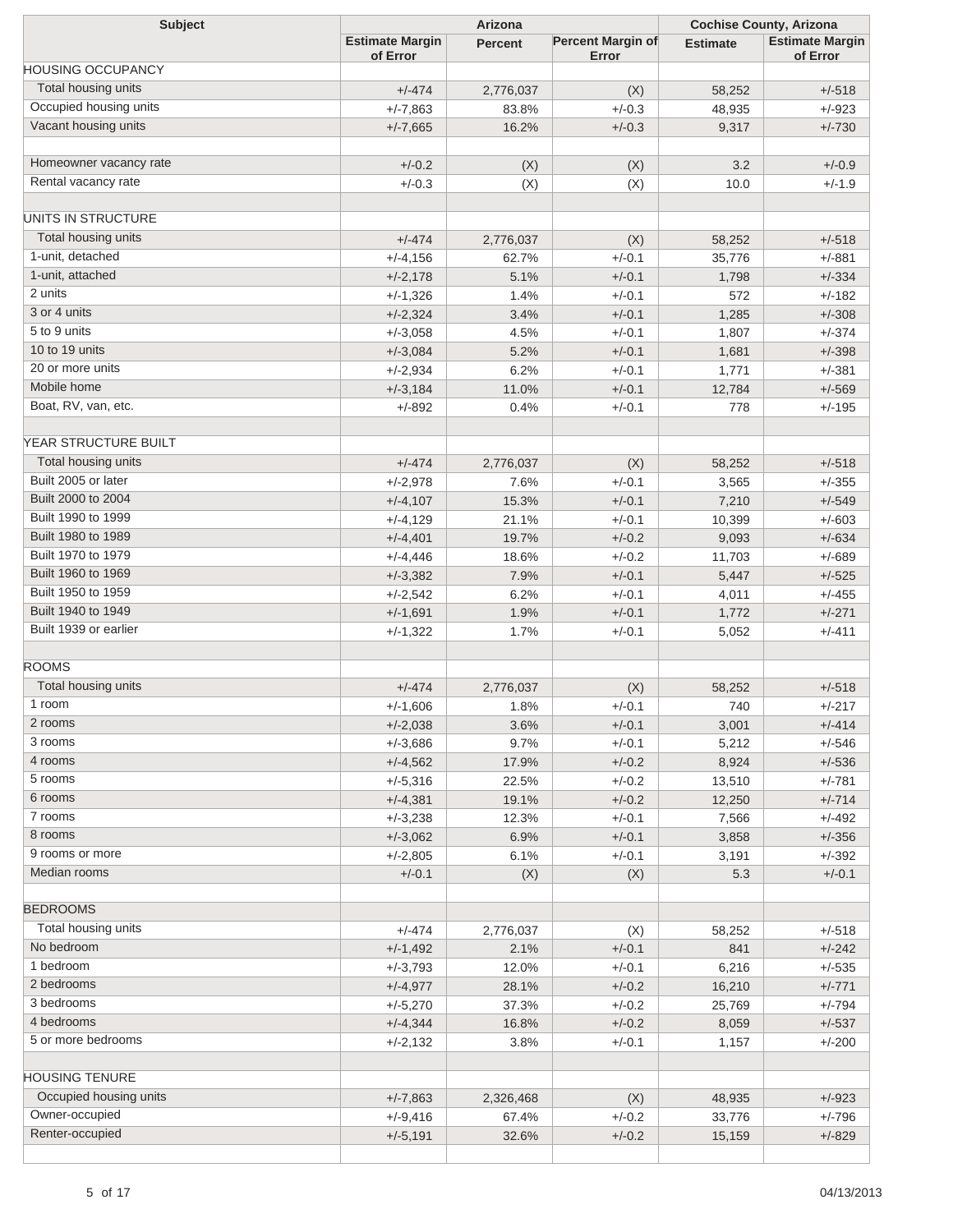| Subject | Arizona | | | Cochise County, Arizona | |
|---|---|---|---|---|---|
| | Estimate Margin of Error | Percent | Percent Margin of Error | Estimate | Estimate Margin of Error |
| HOUSING OCCUPANCY | | | | | |
| Total housing units | +/-474 | 2,776,037 | (X) | 58,252 | +/-518 |
| Occupied housing units | +/-7,863 | 83.8% | +/-0.3 | 48,935 | +/-923 |
| Vacant housing units | +/-7,665 | 16.2% | +/-0.3 | 9,317 | +/-730 |
| | | | | | |
| Homeowner vacancy rate | +/-0.2 | (X) | (X) | 3.2 | +/-0.9 |
| Rental vacancy rate | +/-0.3 | (X) | (X) | 10.0 | +/-1.9 |
| | | | | | |
| UNITS IN STRUCTURE | | | | | |
| Total housing units | +/-474 | 2,776,037 | (X) | 58,252 | +/-518 |
| 1-unit, detached | +/-4,156 | 62.7% | +/-0.1 | 35,776 | +/-881 |
| 1-unit, attached | +/-2,178 | 5.1% | +/-0.1 | 1,798 | +/-334 |
| 2 units | +/-1,326 | 1.4% | +/-0.1 | 572 | +/-182 |
| 3 or 4 units | +/-2,324 | 3.4% | +/-0.1 | 1,285 | +/-308 |
| 5 to 9 units | +/-3,058 | 4.5% | +/-0.1 | 1,807 | +/-374 |
| 10 to 19 units | +/-3,084 | 5.2% | +/-0.1 | 1,681 | +/-398 |
| 20 or more units | +/-2,934 | 6.2% | +/-0.1 | 1,771 | +/-381 |
| Mobile home | +/-3,184 | 11.0% | +/-0.1 | 12,784 | +/-569 |
| Boat, RV, van, etc. | +/-892 | 0.4% | +/-0.1 | 778 | +/-195 |
| | | | | | |
| YEAR STRUCTURE BUILT | | | | | |
| Total housing units | +/-474 | 2,776,037 | (X) | 58,252 | +/-518 |
| Built 2005 or later | +/-2,978 | 7.6% | +/-0.1 | 3,565 | +/-355 |
| Built 2000 to 2004 | +/-4,107 | 15.3% | +/-0.1 | 7,210 | +/-549 |
| Built 1990 to 1999 | +/-4,129 | 21.1% | +/-0.1 | 10,399 | +/-603 |
| Built 1980 to 1989 | +/-4,401 | 19.7% | +/-0.2 | 9,093 | +/-634 |
| Built 1970 to 1979 | +/-4,446 | 18.6% | +/-0.2 | 11,703 | +/-689 |
| Built 1960 to 1969 | +/-3,382 | 7.9% | +/-0.1 | 5,447 | +/-525 |
| Built 1950 to 1959 | +/-2,542 | 6.2% | +/-0.1 | 4,011 | +/-455 |
| Built 1940 to 1949 | +/-1,691 | 1.9% | +/-0.1 | 1,772 | +/-271 |
| Built 1939 or earlier | +/-1,322 | 1.7% | +/-0.1 | 5,052 | +/-411 |
| | | | | | |
| ROOMS | | | | | |
| Total housing units | +/-474 | 2,776,037 | (X) | 58,252 | +/-518 |
| 1 room | +/-1,606 | 1.8% | +/-0.1 | 740 | +/-217 |
| 2 rooms | +/-2,038 | 3.6% | +/-0.1 | 3,001 | +/-414 |
| 3 rooms | +/-3,686 | 9.7% | +/-0.1 | 5,212 | +/-546 |
| 4 rooms | +/-4,562 | 17.9% | +/-0.2 | 8,924 | +/-536 |
| 5 rooms | +/-5,316 | 22.5% | +/-0.2 | 13,510 | +/-781 |
| 6 rooms | +/-4,381 | 19.1% | +/-0.2 | 12,250 | +/-714 |
| 7 rooms | +/-3,238 | 12.3% | +/-0.1 | 7,566 | +/-492 |
| 8 rooms | +/-3,062 | 6.9% | +/-0.1 | 3,858 | +/-356 |
| 9 rooms or more | +/-2,805 | 6.1% | +/-0.1 | 3,191 | +/-392 |
| Median rooms | +/-0.1 | (X) | (X) | 5.3 | +/-0.1 |
| | | | | | |
| BEDROOMS | | | | | |
| Total housing units | +/-474 | 2,776,037 | (X) | 58,252 | +/-518 |
| No bedroom | +/-1,492 | 2.1% | +/-0.1 | 841 | +/-242 |
| 1 bedroom | +/-3,793 | 12.0% | +/-0.1 | 6,216 | +/-535 |
| 2 bedrooms | +/-4,977 | 28.1% | +/-0.2 | 16,210 | +/-771 |
| 3 bedrooms | +/-5,270 | 37.3% | +/-0.2 | 25,769 | +/-794 |
| 4 bedrooms | +/-4,344 | 16.8% | +/-0.2 | 8,059 | +/-537 |
| 5 or more bedrooms | +/-2,132 | 3.8% | +/-0.1 | 1,157 | +/-200 |
| | | | | | |
| HOUSING TENURE | | | | | |
| Occupied housing units | +/-7,863 | 2,326,468 | (X) | 48,935 | +/-923 |
| Owner-occupied | +/-9,416 | 67.4% | +/-0.2 | 33,776 | +/-796 |
| Renter-occupied | +/-5,191 | 32.6% | +/-0.2 | 15,159 | +/-829 |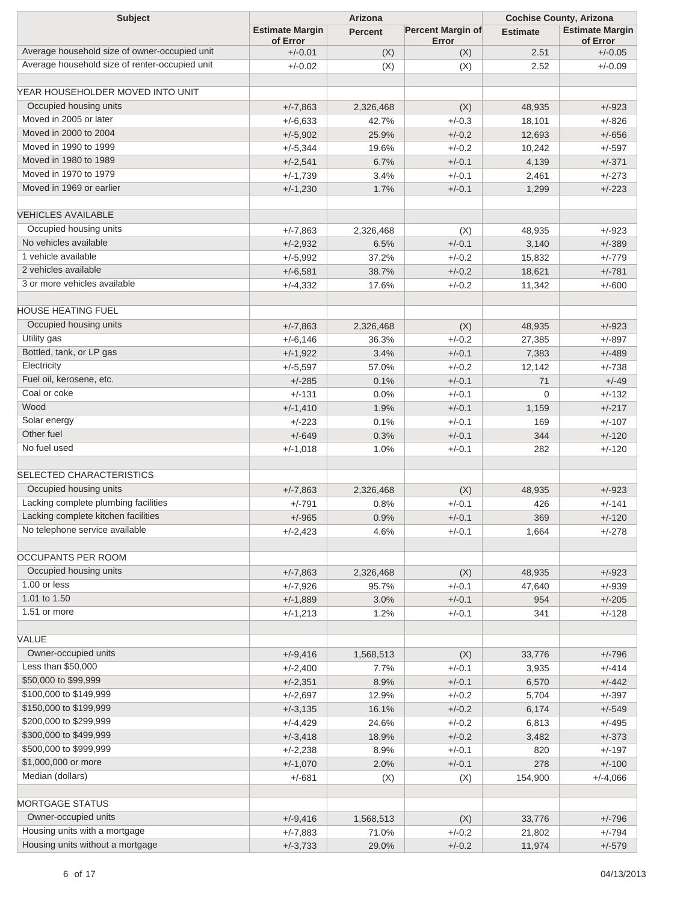| Subject | Arizona | | | Cochise County, Arizona | |
|---|---|---|---|---|---|
| | Estimate Margin of Error | Percent | Percent Margin of Error | Estimate | Estimate Margin of Error |
| Average household size of owner-occupied unit | +/-0.01 | (X) | (X) | 2.51 | +/-0.05 |
| Average household size of renter-occupied unit | +/-0.02 | (X) | (X) | 2.52 | +/-0.09 |
| | | | | | |
| YEAR HOUSEHOLDER MOVED INTO UNIT | | | | | |
| Occupied housing units | +/-7,863 | 2,326,468 | (X) | 48,935 | +/-923 |
| Moved in 2005 or later | +/-6,633 | 42.7% | +/-0.3 | 18,101 | +/-826 |
| Moved in 2000 to 2004 | +/-5,902 | 25.9% | +/-0.2 | 12,693 | +/-656 |
| Moved in 1990 to 1999 | +/-5,344 | 19.6% | +/-0.2 | 10,242 | +/-597 |
| Moved in 1980 to 1989 | +/-2,541 | 6.7% | +/-0.1 | 4,139 | +/-371 |
| Moved in 1970 to 1979 | +/-1,739 | 3.4% | +/-0.1 | 2,461 | +/-273 |
| Moved in 1969 or earlier | +/-1,230 | 1.7% | +/-0.1 | 1,299 | +/-223 |
| | | | | | |
| VEHICLES AVAILABLE | | | | | |
| Occupied housing units | +/-7,863 | 2,326,468 | (X) | 48,935 | +/-923 |
| No vehicles available | +/-2,932 | 6.5% | +/-0.1 | 3,140 | +/-389 |
| 1 vehicle available | +/-5,992 | 37.2% | +/-0.2 | 15,832 | +/-779 |
| 2 vehicles available | +/-6,581 | 38.7% | +/-0.2 | 18,621 | +/-781 |
| 3 or more vehicles available | +/-4,332 | 17.6% | +/-0.2 | 11,342 | +/-600 |
| | | | | | |
| HOUSE HEATING FUEL | | | | | |
| Occupied housing units | +/-7,863 | 2,326,468 | (X) | 48,935 | +/-923 |
| Utility gas | +/-6,146 | 36.3% | +/-0.2 | 27,385 | +/-897 |
| Bottled, tank, or LP gas | +/-1,922 | 3.4% | +/-0.1 | 7,383 | +/-489 |
| Electricity | +/-5,597 | 57.0% | +/-0.2 | 12,142 | +/-738 |
| Fuel oil, kerosene, etc. | +/-285 | 0.1% | +/-0.1 | 71 | +/-49 |
| Coal or coke | +/-131 | 0.0% | +/-0.1 | 0 | +/-132 |
| Wood | +/-1,410 | 1.9% | +/-0.1 | 1,159 | +/-217 |
| Solar energy | +/-223 | 0.1% | +/-0.1 | 169 | +/-107 |
| Other fuel | +/-649 | 0.3% | +/-0.1 | 344 | +/-120 |
| No fuel used | +/-1,018 | 1.0% | +/-0.1 | 282 | +/-120 |
| | | | | | |
| SELECTED CHARACTERISTICS | | | | | |
| Occupied housing units | +/-7,863 | 2,326,468 | (X) | 48,935 | +/-923 |
| Lacking complete plumbing facilities | +/-791 | 0.8% | +/-0.1 | 426 | +/-141 |
| Lacking complete kitchen facilities | +/-965 | 0.9% | +/-0.1 | 369 | +/-120 |
| No telephone service available | +/-2,423 | 4.6% | +/-0.1 | 1,664 | +/-278 |
| | | | | | |
| OCCUPANTS PER ROOM | | | | | |
| Occupied housing units | +/-7,863 | 2,326,468 | (X) | 48,935 | +/-923 |
| 1.00 or less | +/-7,926 | 95.7% | +/-0.1 | 47,640 | +/-939 |
| 1.01 to 1.50 | +/-1,889 | 3.0% | +/-0.1 | 954 | +/-205 |
| 1.51 or more | +/-1,213 | 1.2% | +/-0.1 | 341 | +/-128 |
| | | | | | |
| VALUE | | | | | |
| Owner-occupied units | +/-9,416 | 1,568,513 | (X) | 33,776 | +/-796 |
| Less than $50,000 | +/-2,400 | 7.7% | +/-0.1 | 3,935 | +/-414 |
| $50,000 to $99,999 | +/-2,351 | 8.9% | +/-0.1 | 6,570 | +/-442 |
| $100,000 to $149,999 | +/-2,697 | 12.9% | +/-0.2 | 5,704 | +/-397 |
| $150,000 to $199,999 | +/-3,135 | 16.1% | +/-0.2 | 6,174 | +/-549 |
| $200,000 to $299,999 | +/-4,429 | 24.6% | +/-0.2 | 6,813 | +/-495 |
| $300,000 to $499,999 | +/-3,418 | 18.9% | +/-0.2 | 3,482 | +/-373 |
| $500,000 to $999,999 | +/-2,238 | 8.9% | +/-0.1 | 820 | +/-197 |
| $1,000,000 or more | +/-1,070 | 2.0% | +/-0.1 | 278 | +/-100 |
| Median (dollars) | +/-681 | (X) | (X) | 154,900 | +/-4,066 |
| | | | | | |
| MORTGAGE STATUS | | | | | |
| Owner-occupied units | +/-9,416 | 1,568,513 | (X) | 33,776 | +/-796 |
| Housing units with a mortgage | +/-7,883 | 71.0% | +/-0.2 | 21,802 | +/-794 |
| Housing units without a mortgage | +/-3,733 | 29.0% | +/-0.2 | 11,974 | +/-579 |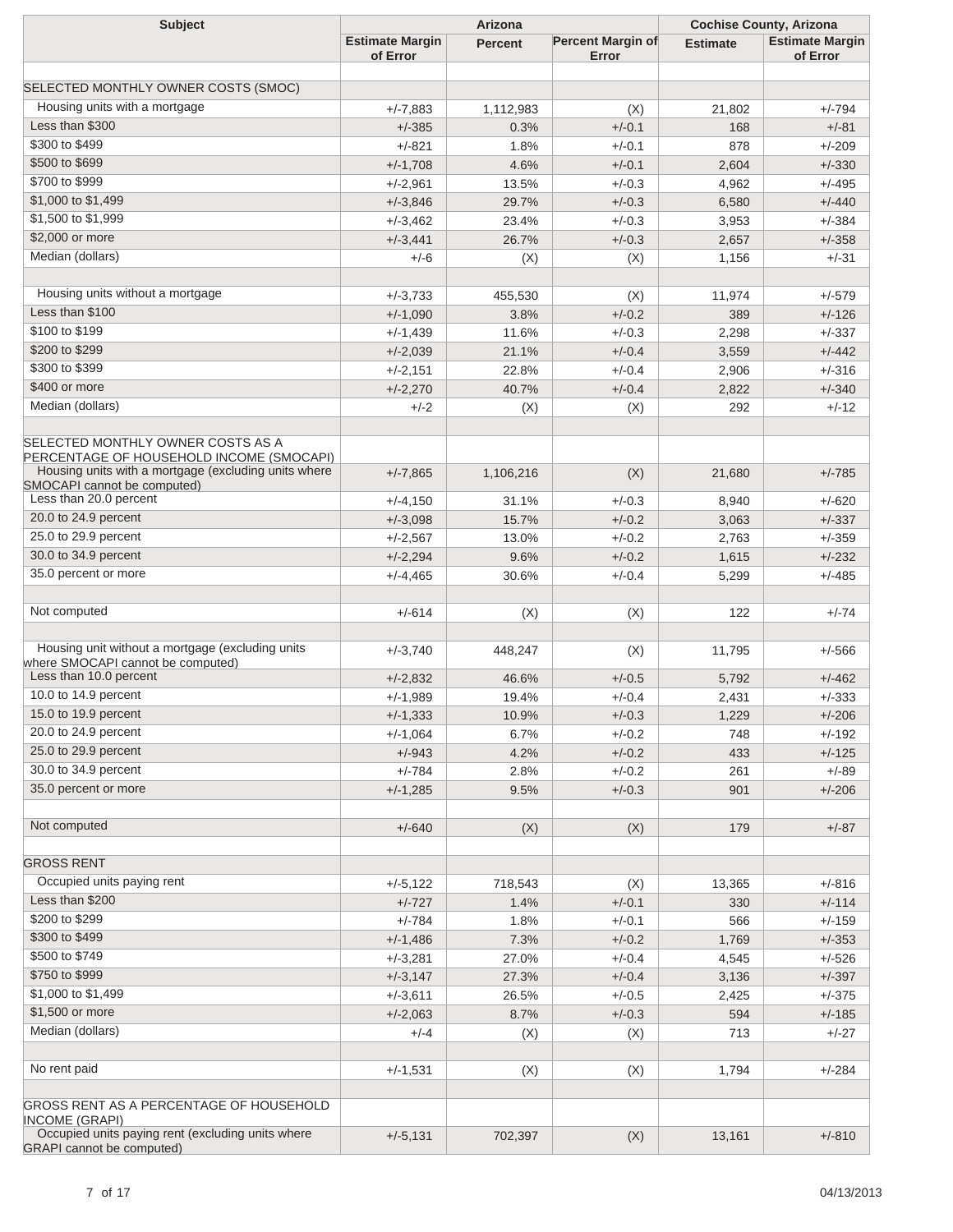| Subject | Arizona | | | Cochise County, Arizona | |
|---|---|---|---|---|---|
| | Estimate Margin of Error | Percent | Percent Margin of Error | Estimate | Estimate Margin of Error |
| | | | | | |
| SELECTED MONTHLY OWNER COSTS (SMOC) | | | | | |
| Housing units with a mortgage | +/-7,883 | 1,112,983 | (X) | 21,802 | +/-794 |
| Less than $300 | +/-385 | 0.3% | +/-0.1 | 168 | +/-81 |
| $300 to $499 | +/-821 | 1.8% | +/-0.1 | 878 | +/-209 |
| $500 to $699 | +/-1,708 | 4.6% | +/-0.1 | 2,604 | +/-330 |
| $700 to $999 | +/-2,961 | 13.5% | +/-0.3 | 4,962 | +/-495 |
| $1,000 to $1,499 | +/-3,846 | 29.7% | +/-0.3 | 6,580 | +/-440 |
| $1,500 to $1,999 | +/-3,462 | 23.4% | +/-0.3 | 3,953 | +/-384 |
| $2,000 or more | +/-3,441 | 26.7% | +/-0.3 | 2,657 | +/-358 |
| Median (dollars) | +/-6 | (X) | (X) | 1,156 | +/-31 |
| | | | | | |
| Housing units without a mortgage | +/-3,733 | 455,530 | (X) | 11,974 | +/-579 |
| Less than $100 | +/-1,090 | 3.8% | +/-0.2 | 389 | +/-126 |
| $100 to $199 | +/-1,439 | 11.6% | +/-0.3 | 2,298 | +/-337 |
| $200 to $299 | +/-2,039 | 21.1% | +/-0.4 | 3,559 | +/-442 |
| $300 to $399 | +/-2,151 | 22.8% | +/-0.4 | 2,906 | +/-316 |
| $400 or more | +/-2,270 | 40.7% | +/-0.4 | 2,822 | +/-340 |
| Median (dollars) | +/-2 | (X) | (X) | 292 | +/-12 |
| | | | | | |
| SELECTED MONTHLY OWNER COSTS AS A PERCENTAGE OF HOUSEHOLD INCOME (SMOCAPI) | | | | | |
| Housing units with a mortgage (excluding units where SMOCAPI cannot be computed) | +/-7,865 | 1,106,216 | (X) | 21,680 | +/-785 |
| Less than 20.0 percent | +/-4,150 | 31.1% | +/-0.3 | 8,940 | +/-620 |
| 20.0 to 24.9 percent | +/-3,098 | 15.7% | +/-0.2 | 3,063 | +/-337 |
| 25.0 to 29.9 percent | +/-2,567 | 13.0% | +/-0.2 | 2,763 | +/-359 |
| 30.0 to 34.9 percent | +/-2,294 | 9.6% | +/-0.2 | 1,615 | +/-232 |
| 35.0 percent or more | +/-4,465 | 30.6% | +/-0.4 | 5,299 | +/-485 |
| | | | | | |
| Not computed | +/-614 | (X) | (X) | 122 | +/-74 |
| | | | | | |
| Housing unit without a mortgage (excluding units where SMOCAPI cannot be computed) | +/-3,740 | 448,247 | (X) | 11,795 | +/-566 |
| Less than 10.0 percent | +/-2,832 | 46.6% | +/-0.5 | 5,792 | +/-462 |
| 10.0 to 14.9 percent | +/-1,989 | 19.4% | +/-0.4 | 2,431 | +/-333 |
| 15.0 to 19.9 percent | +/-1,333 | 10.9% | +/-0.3 | 1,229 | +/-206 |
| 20.0 to 24.9 percent | +/-1,064 | 6.7% | +/-0.2 | 748 | +/-192 |
| 25.0 to 29.9 percent | +/-943 | 4.2% | +/-0.2 | 433 | +/-125 |
| 30.0 to 34.9 percent | +/-784 | 2.8% | +/-0.2 | 261 | +/-89 |
| 35.0 percent or more | +/-1,285 | 9.5% | +/-0.3 | 901 | +/-206 |
| | | | | | |
| Not computed | +/-640 | (X) | (X) | 179 | +/-87 |
| | | | | | |
| GROSS RENT | | | | | |
| Occupied units paying rent | +/-5,122 | 718,543 | (X) | 13,365 | +/-816 |
| Less than $200 | +/-727 | 1.4% | +/-0.1 | 330 | +/-114 |
| $200 to $299 | +/-784 | 1.8% | +/-0.1 | 566 | +/-159 |
| $300 to $499 | +/-1,486 | 7.3% | +/-0.2 | 1,769 | +/-353 |
| $500 to $749 | +/-3,281 | 27.0% | +/-0.4 | 4,545 | +/-526 |
| $750 to $999 | +/-3,147 | 27.3% | +/-0.4 | 3,136 | +/-397 |
| $1,000 to $1,499 | +/-3,611 | 26.5% | +/-0.5 | 2,425 | +/-375 |
| $1,500 or more | +/-2,063 | 8.7% | +/-0.3 | 594 | +/-185 |
| Median (dollars) | +/-4 | (X) | (X) | 713 | +/-27 |
| | | | | | |
| No rent paid | +/-1,531 | (X) | (X) | 1,794 | +/-284 |
| | | | | | |
| GROSS RENT AS A PERCENTAGE OF HOUSEHOLD INCOME (GRAPI) | | | | | |
| Occupied units paying rent (excluding units where GRAPI cannot be computed) | +/-5,131 | 702,397 | (X) | 13,161 | +/-810 |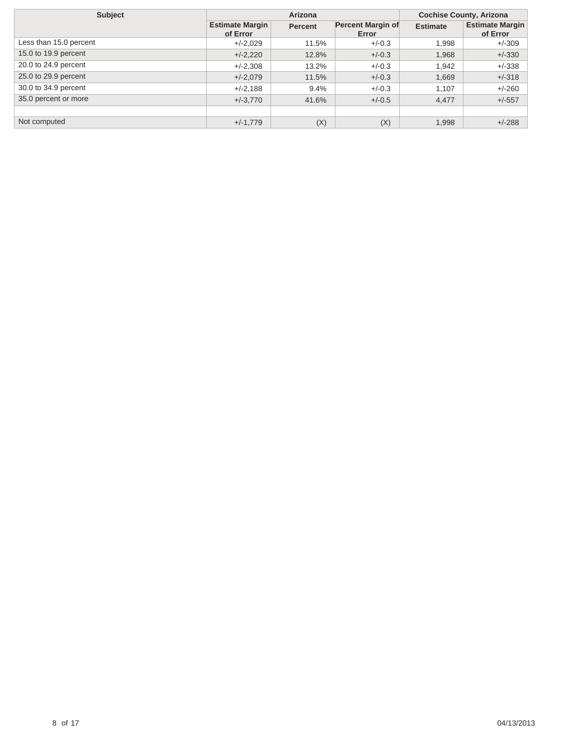| Subject | Arizona | | | Cochise County, Arizona | |
|---|---|---|---|---|---|
| | Estimate Margin of Error | Percent | Percent Margin of Error | Estimate | Estimate Margin of Error |
| Less than 15.0 percent | +/-2,029 | 11.5% | +/-0.3 | 1,998 | +/-309 |
| 15.0 to 19.9 percent | +/-2,220 | 12.8% | +/-0.3 | 1,968 | +/-330 |
| 20.0 to 24.9 percent | +/-2,308 | 13.2% | +/-0.3 | 1,942 | +/-338 |
| 25.0 to 29.9 percent | +/-2,079 | 11.5% | +/-0.3 | 1,669 | +/-318 |
| 30.0 to 34.9 percent | +/-2,188 | 9.4% | +/-0.3 | 1,107 | +/-260 |
| 35.0 percent or more | +/-3,770 | 41.6% | +/-0.5 | 4,477 | +/-557 |
| | | | | | |
| Not computed | +/-1,779 | (X) | (X) | 1,998 | +/-288 |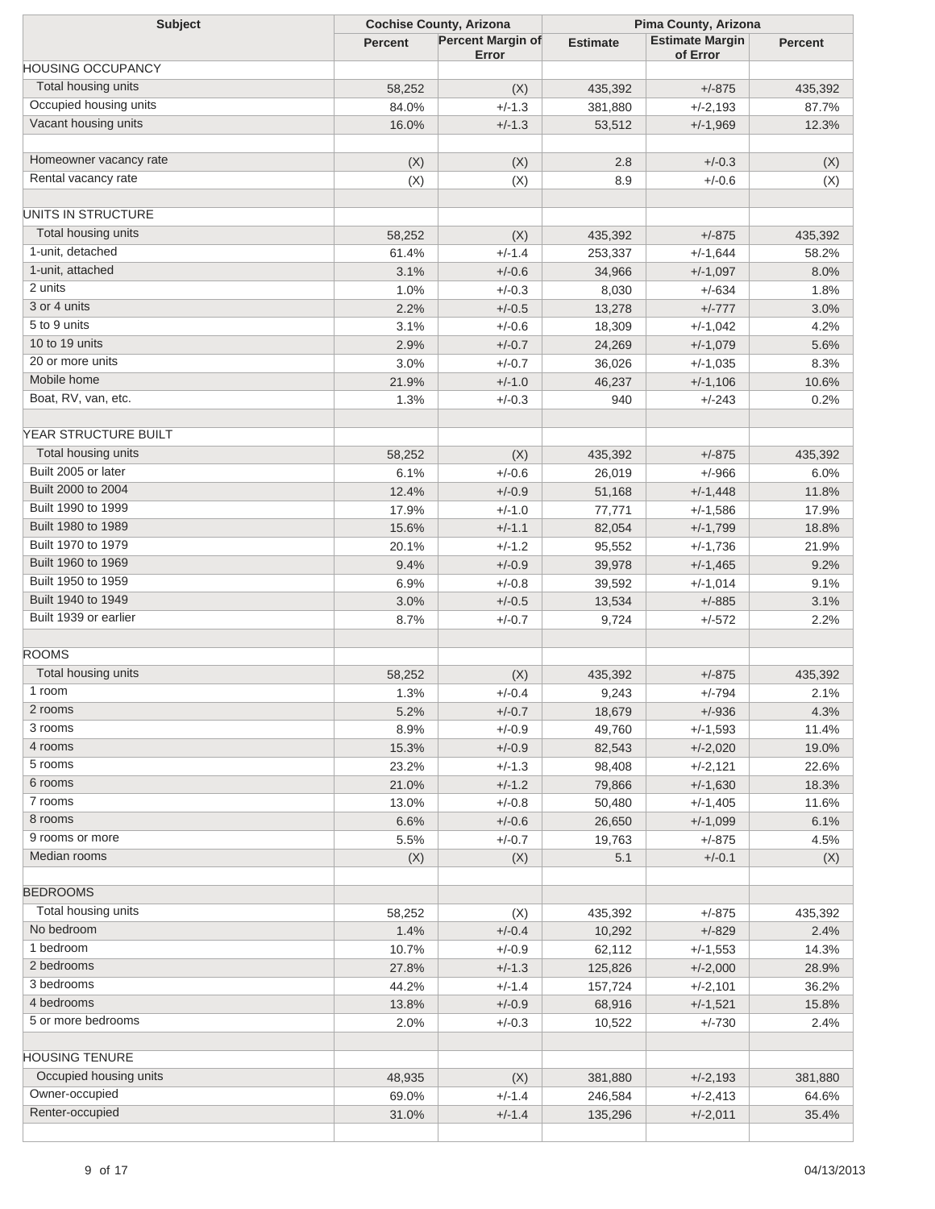| Subject | Cochise County, Arizona | | Pima County, Arizona | | |
|---|---|---|---|---|---|
| | Percent | Percent Margin of Error | Estimate | Estimate Margin of Error | Percent |
| HOUSING OCCUPANCY | | | | | |
| Total housing units | 58,252 | (X) | 435,392 | +/-875 | 435,392 |
| Occupied housing units | 84.0% | +/-1.3 | 381,880 | +/-2,193 | 87.7% |
| Vacant housing units | 16.0% | +/-1.3 | 53,512 | +/-1,969 | 12.3% |
| | | | | | |
| Homeowner vacancy rate | (X) | (X) | 2.8 | +/-0.3 | (X) |
| Rental vacancy rate | (X) | (X) | 8.9 | +/-0.6 | (X) |
| | | | | | |
| UNITS IN STRUCTURE | | | | | |
| Total housing units | 58,252 | (X) | 435,392 | +/-875 | 435,392 |
| 1-unit, detached | 61.4% | +/-1.4 | 253,337 | +/-1,644 | 58.2% |
| 1-unit, attached | 3.1% | +/-0.6 | 34,966 | +/-1,097 | 8.0% |
| 2 units | 1.0% | +/-0.3 | 8,030 | +/-634 | 1.8% |
| 3 or 4 units | 2.2% | +/-0.5 | 13,278 | +/-777 | 3.0% |
| 5 to 9 units | 3.1% | +/-0.6 | 18,309 | +/-1,042 | 4.2% |
| 10 to 19 units | 2.9% | +/-0.7 | 24,269 | +/-1,079 | 5.6% |
| 20 or more units | 3.0% | +/-0.7 | 36,026 | +/-1,035 | 8.3% |
| Mobile home | 21.9% | +/-1.0 | 46,237 | +/-1,106 | 10.6% |
| Boat, RV, van, etc. | 1.3% | +/-0.3 | 940 | +/-243 | 0.2% |
| | | | | | |
| YEAR STRUCTURE BUILT | | | | | |
| Total housing units | 58,252 | (X) | 435,392 | +/-875 | 435,392 |
| Built 2005 or later | 6.1% | +/-0.6 | 26,019 | +/-966 | 6.0% |
| Built 2000 to 2004 | 12.4% | +/-0.9 | 51,168 | +/-1,448 | 11.8% |
| Built 1990 to 1999 | 17.9% | +/-1.0 | 77,771 | +/-1,586 | 17.9% |
| Built 1980 to 1989 | 15.6% | +/-1.1 | 82,054 | +/-1,799 | 18.8% |
| Built 1970 to 1979 | 20.1% | +/-1.2 | 95,552 | +/-1,736 | 21.9% |
| Built 1960 to 1969 | 9.4% | +/-0.9 | 39,978 | +/-1,465 | 9.2% |
| Built 1950 to 1959 | 6.9% | +/-0.8 | 39,592 | +/-1,014 | 9.1% |
| Built 1940 to 1949 | 3.0% | +/-0.5 | 13,534 | +/-885 | 3.1% |
| Built 1939 or earlier | 8.7% | +/-0.7 | 9,724 | +/-572 | 2.2% |
| | | | | | |
| ROOMS | | | | | |
| Total housing units | 58,252 | (X) | 435,392 | +/-875 | 435,392 |
| 1 room | 1.3% | +/-0.4 | 9,243 | +/-794 | 2.1% |
| 2 rooms | 5.2% | +/-0.7 | 18,679 | +/-936 | 4.3% |
| 3 rooms | 8.9% | +/-0.9 | 49,760 | +/-1,593 | 11.4% |
| 4 rooms | 15.3% | +/-0.9 | 82,543 | +/-2,020 | 19.0% |
| 5 rooms | 23.2% | +/-1.3 | 98,408 | +/-2,121 | 22.6% |
| 6 rooms | 21.0% | +/-1.2 | 79,866 | +/-1,630 | 18.3% |
| 7 rooms | 13.0% | +/-0.8 | 50,480 | +/-1,405 | 11.6% |
| 8 rooms | 6.6% | +/-0.6 | 26,650 | +/-1,099 | 6.1% |
| 9 rooms or more | 5.5% | +/-0.7 | 19,763 | +/-875 | 4.5% |
| Median rooms | (X) | (X) | 5.1 | +/-0.1 | (X) |
| | | | | | |
| BEDROOMS | | | | | |
| Total housing units | 58,252 | (X) | 435,392 | +/-875 | 435,392 |
| No bedroom | 1.4% | +/-0.4 | 10,292 | +/-829 | 2.4% |
| 1 bedroom | 10.7% | +/-0.9 | 62,112 | +/-1,553 | 14.3% |
| 2 bedrooms | 27.8% | +/-1.3 | 125,826 | +/-2,000 | 28.9% |
| 3 bedrooms | 44.2% | +/-1.4 | 157,724 | +/-2,101 | 36.2% |
| 4 bedrooms | 13.8% | +/-0.9 | 68,916 | +/-1,521 | 15.8% |
| 5 or more bedrooms | 2.0% | +/-0.3 | 10,522 | +/-730 | 2.4% |
| | | | | | |
| HOUSING TENURE | | | | | |
| Occupied housing units | 48,935 | (X) | 381,880 | +/-2,193 | 381,880 |
| Owner-occupied | 69.0% | +/-1.4 | 246,584 | +/-2,413 | 64.6% |
| Renter-occupied | 31.0% | +/-1.4 | 135,296 | +/-2,011 | 35.4% |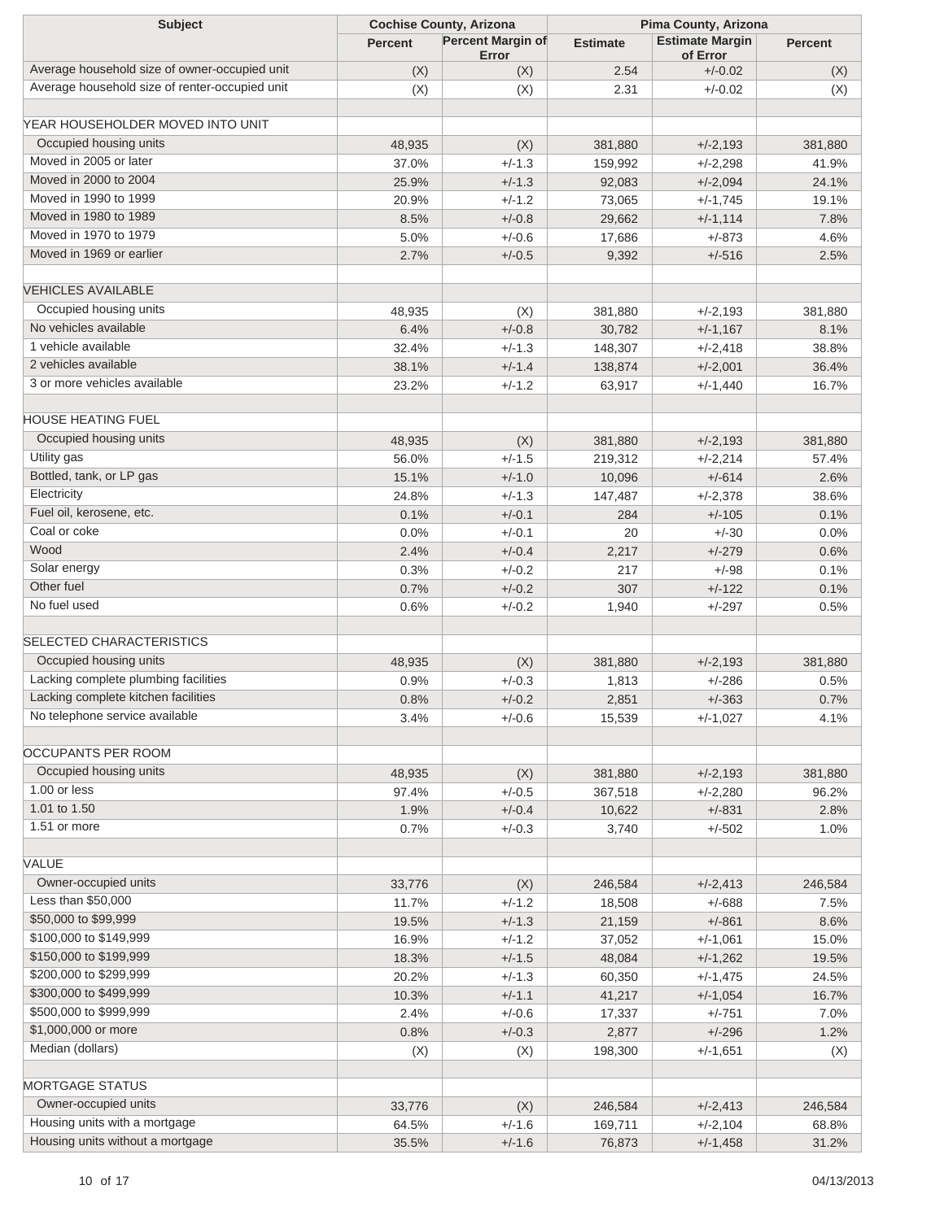| Subject | Cochise County, Arizona | | Pima County, Arizona | | |
|---|---|---|---|---|---|
| | Percent | Percent Margin of Error | Estimate | Estimate Margin of Error | Percent |
| Average household size of owner-occupied unit | (X) | (X) | 2.54 | +/-0.02 | (X) |
| Average household size of renter-occupied unit | (X) | (X) | 2.31 | +/-0.02 | (X) |
| | | | | | |
| YEAR HOUSEHOLDER MOVED INTO UNIT | | | | | |
| Occupied housing units | 48,935 | (X) | 381,880 | +/-2,193 | 381,880 |
| Moved in 2005 or later | 37.0% | +/-1.3 | 159,992 | +/-2,298 | 41.9% |
| Moved in 2000 to 2004 | 25.9% | +/-1.3 | 92,083 | +/-2,094 | 24.1% |
| Moved in 1990 to 1999 | 20.9% | +/-1.2 | 73,065 | +/-1,745 | 19.1% |
| Moved in 1980 to 1989 | 8.5% | +/-0.8 | 29,662 | +/-1,114 | 7.8% |
| Moved in 1970 to 1979 | 5.0% | +/-0.6 | 17,686 | +/-873 | 4.6% |
| Moved in 1969 or earlier | 2.7% | +/-0.5 | 9,392 | +/-516 | 2.5% |
| | | | | | |
| VEHICLES AVAILABLE | | | | | |
| Occupied housing units | 48,935 | (X) | 381,880 | +/-2,193 | 381,880 |
| No vehicles available | 6.4% | +/-0.8 | 30,782 | +/-1,167 | 8.1% |
| 1 vehicle available | 32.4% | +/-1.3 | 148,307 | +/-2,418 | 38.8% |
| 2 vehicles available | 38.1% | +/-1.4 | 138,874 | +/-2,001 | 36.4% |
| 3 or more vehicles available | 23.2% | +/-1.2 | 63,917 | +/-1,440 | 16.7% |
| | | | | | |
| HOUSE HEATING FUEL | | | | | |
| Occupied housing units | 48,935 | (X) | 381,880 | +/-2,193 | 381,880 |
| Utility gas | 56.0% | +/-1.5 | 219,312 | +/-2,214 | 57.4% |
| Bottled, tank, or LP gas | 15.1% | +/-1.0 | 10,096 | +/-614 | 2.6% |
| Electricity | 24.8% | +/-1.3 | 147,487 | +/-2,378 | 38.6% |
| Fuel oil, kerosene, etc. | 0.1% | +/-0.1 | 284 | +/-105 | 0.1% |
| Coal or coke | 0.0% | +/-0.1 | 20 | +/-30 | 0.0% |
| Wood | 2.4% | +/-0.4 | 2,217 | +/-279 | 0.6% |
| Solar energy | 0.3% | +/-0.2 | 217 | +/-98 | 0.1% |
| Other fuel | 0.7% | +/-0.2 | 307 | +/-122 | 0.1% |
| No fuel used | 0.6% | +/-0.2 | 1,940 | +/-297 | 0.5% |
| | | | | | |
| SELECTED CHARACTERISTICS | | | | | |
| Occupied housing units | 48,935 | (X) | 381,880 | +/-2,193 | 381,880 |
| Lacking complete plumbing facilities | 0.9% | +/-0.3 | 1,813 | +/-286 | 0.5% |
| Lacking complete kitchen facilities | 0.8% | +/-0.2 | 2,851 | +/-363 | 0.7% |
| No telephone service available | 3.4% | +/-0.6 | 15,539 | +/-1,027 | 4.1% |
| | | | | | |
| OCCUPANTS PER ROOM | | | | | |
| Occupied housing units | 48,935 | (X) | 381,880 | +/-2,193 | 381,880 |
| 1.00 or less | 97.4% | +/-0.5 | 367,518 | +/-2,280 | 96.2% |
| 1.01 to 1.50 | 1.9% | +/-0.4 | 10,622 | +/-831 | 2.8% |
| 1.51 or more | 0.7% | +/-0.3 | 3,740 | +/-502 | 1.0% |
| | | | | | |
| VALUE | | | | | |
| Owner-occupied units | 33,776 | (X) | 246,584 | +/-2,413 | 246,584 |
| Less than $50,000 | 11.7% | +/-1.2 | 18,508 | +/-688 | 7.5% |
| $50,000 to $99,999 | 19.5% | +/-1.3 | 21,159 | +/-861 | 8.6% |
| $100,000 to $149,999 | 16.9% | +/-1.2 | 37,052 | +/-1,061 | 15.0% |
| $150,000 to $199,999 | 18.3% | +/-1.5 | 48,084 | +/-1,262 | 19.5% |
| $200,000 to $299,999 | 20.2% | +/-1.3 | 60,350 | +/-1,475 | 24.5% |
| $300,000 to $499,999 | 10.3% | +/-1.1 | 41,217 | +/-1,054 | 16.7% |
| $500,000 to $999,999 | 2.4% | +/-0.6 | 17,337 | +/-751 | 7.0% |
| $1,000,000 or more | 0.8% | +/-0.3 | 2,877 | +/-296 | 1.2% |
| Median (dollars) | (X) | (X) | 198,300 | +/-1,651 | (X) |
| | | | | | |
| MORTGAGE STATUS | | | | | |
| Owner-occupied units | 33,776 | (X) | 246,584 | +/-2,413 | 246,584 |
| Housing units with a mortgage | 64.5% | +/-1.6 | 169,711 | +/-2,104 | 68.8% |
| Housing units without a mortgage | 35.5% | +/-1.6 | 76,873 | +/-1,458 | 31.2% |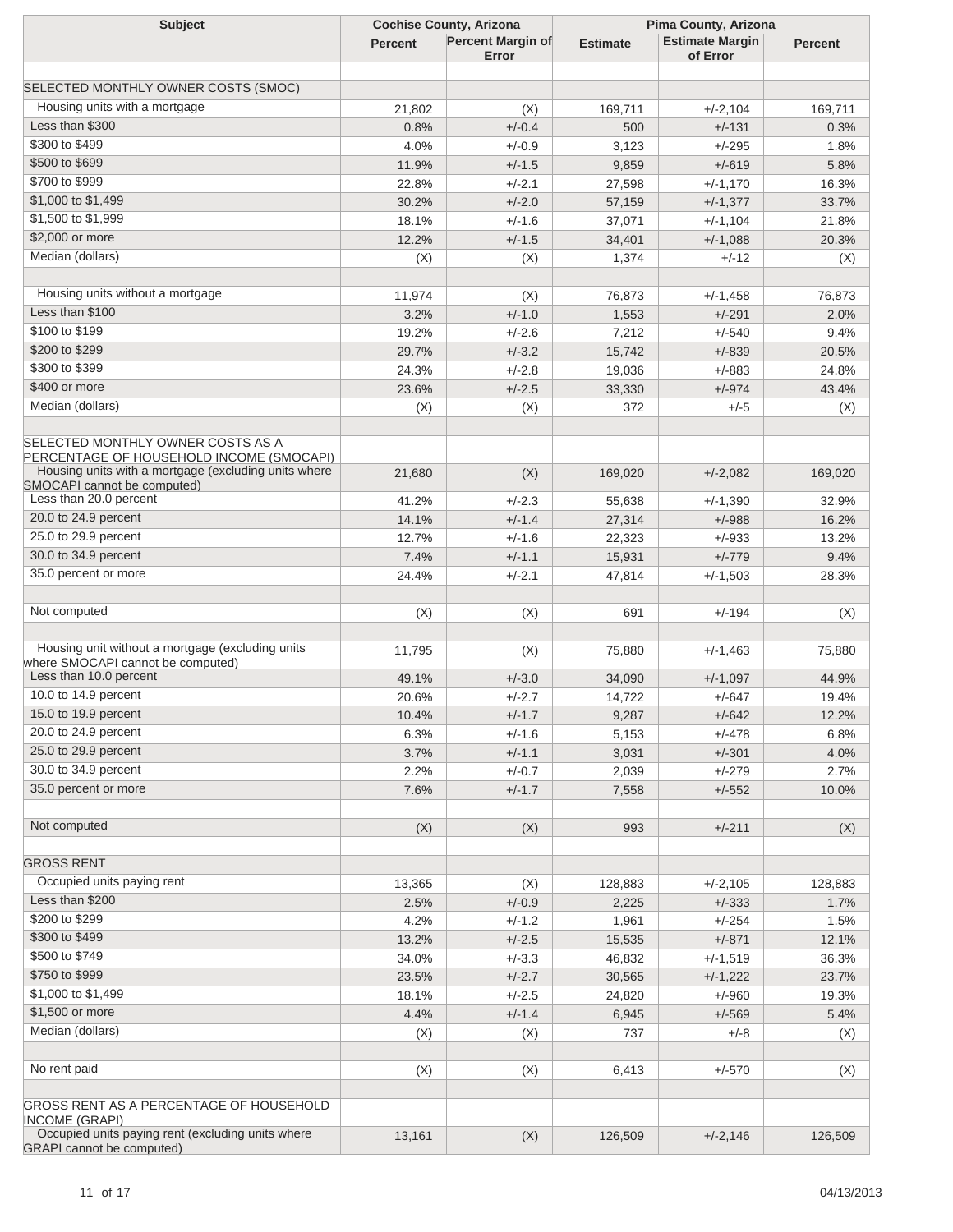| Subject | Cochise County, Arizona | | Pima County, Arizona | | |
|---|---|---|---|---|---|
| | Percent | Percent Margin of Error | Estimate | Estimate Margin of Error | Percent |
| | | | | | |
| SELECTED MONTHLY OWNER COSTS (SMOC) | | | | | |
| Housing units with a mortgage | 21,802 | (X) | 169,711 | +/-2,104 | 169,711 |
| Less than $300 | 0.8% | +/-0.4 | 500 | +/-131 | 0.3% |
| $300 to $499 | 4.0% | +/-0.9 | 3,123 | +/-295 | 1.8% |
| $500 to $699 | 11.9% | +/-1.5 | 9,859 | +/-619 | 5.8% |
| $700 to $999 | 22.8% | +/-2.1 | 27,598 | +/-1,170 | 16.3% |
| $1,000 to $1,499 | 30.2% | +/-2.0 | 57,159 | +/-1,377 | 33.7% |
| $1,500 to $1,999 | 18.1% | +/-1.6 | 37,071 | +/-1,104 | 21.8% |
| $2,000 or more | 12.2% | +/-1.5 | 34,401 | +/-1,088 | 20.3% |
| Median (dollars) | (X) | (X) | 1,374 | +/-12 | (X) |
| | | | | | |
| Housing units without a mortgage | 11,974 | (X) | 76,873 | +/-1,458 | 76,873 |
| Less than $100 | 3.2% | +/-1.0 | 1,553 | +/-291 | 2.0% |
| $100 to $199 | 19.2% | +/-2.6 | 7,212 | +/-540 | 9.4% |
| $200 to $299 | 29.7% | +/-3.2 | 15,742 | +/-839 | 20.5% |
| $300 to $399 | 24.3% | +/-2.8 | 19,036 | +/-883 | 24.8% |
| $400 or more | 23.6% | +/-2.5 | 33,330 | +/-974 | 43.4% |
| Median (dollars) | (X) | (X) | 372 | +/-5 | (X) |
| | | | | | |
| SELECTED MONTHLY OWNER COSTS AS A PERCENTAGE OF HOUSEHOLD INCOME (SMOCAPI) | | | | | |
| Housing units with a mortgage (excluding units where SMOCAPI cannot be computed) | 21,680 | (X) | 169,020 | +/-2,082 | 169,020 |
| Less than 20.0 percent | 41.2% | +/-2.3 | 55,638 | +/-1,390 | 32.9% |
| 20.0 to 24.9 percent | 14.1% | +/-1.4 | 27,314 | +/-988 | 16.2% |
| 25.0 to 29.9 percent | 12.7% | +/-1.6 | 22,323 | +/-933 | 13.2% |
| 30.0 to 34.9 percent | 7.4% | +/-1.1 | 15,931 | +/-779 | 9.4% |
| 35.0 percent or more | 24.4% | +/-2.1 | 47,814 | +/-1,503 | 28.3% |
| | | | | | |
| Not computed | (X) | (X) | 691 | +/-194 | (X) |
| | | | | | |
| Housing unit without a mortgage (excluding units where SMOCAPI cannot be computed) | 11,795 | (X) | 75,880 | +/-1,463 | 75,880 |
| Less than 10.0 percent | 49.1% | +/-3.0 | 34,090 | +/-1,097 | 44.9% |
| 10.0 to 14.9 percent | 20.6% | +/-2.7 | 14,722 | +/-647 | 19.4% |
| 15.0 to 19.9 percent | 10.4% | +/-1.7 | 9,287 | +/-642 | 12.2% |
| 20.0 to 24.9 percent | 6.3% | +/-1.6 | 5,153 | +/-478 | 6.8% |
| 25.0 to 29.9 percent | 3.7% | +/-1.1 | 3,031 | +/-301 | 4.0% |
| 30.0 to 34.9 percent | 2.2% | +/-0.7 | 2,039 | +/-279 | 2.7% |
| 35.0 percent or more | 7.6% | +/-1.7 | 7,558 | +/-552 | 10.0% |
| | | | | | |
| Not computed | (X) | (X) | 993 | +/-211 | (X) |
| | | | | | |
| GROSS RENT | | | | | |
| Occupied units paying rent | 13,365 | (X) | 128,883 | +/-2,105 | 128,883 |
| Less than $200 | 2.5% | +/-0.9 | 2,225 | +/-333 | 1.7% |
| $200 to $299 | 4.2% | +/-1.2 | 1,961 | +/-254 | 1.5% |
| $300 to $499 | 13.2% | +/-2.5 | 15,535 | +/-871 | 12.1% |
| $500 to $749 | 34.0% | +/-3.3 | 46,832 | +/-1,519 | 36.3% |
| $750 to $999 | 23.5% | +/-2.7 | 30,565 | +/-1,222 | 23.7% |
| $1,000 to $1,499 | 18.1% | +/-2.5 | 24,820 | +/-960 | 19.3% |
| $1,500 or more | 4.4% | +/-1.4 | 6,945 | +/-569 | 5.4% |
| Median (dollars) | (X) | (X) | 737 | +/-8 | (X) |
| | | | | | |
| No rent paid | (X) | (X) | 6,413 | +/-570 | (X) |
| | | | | | |
| GROSS RENT AS A PERCENTAGE OF HOUSEHOLD INCOME (GRAPI) | | | | | |
| Occupied units paying rent (excluding units where GRAPI cannot be computed) | 13,161 | (X) | 126,509 | +/-2,146 | 126,509 |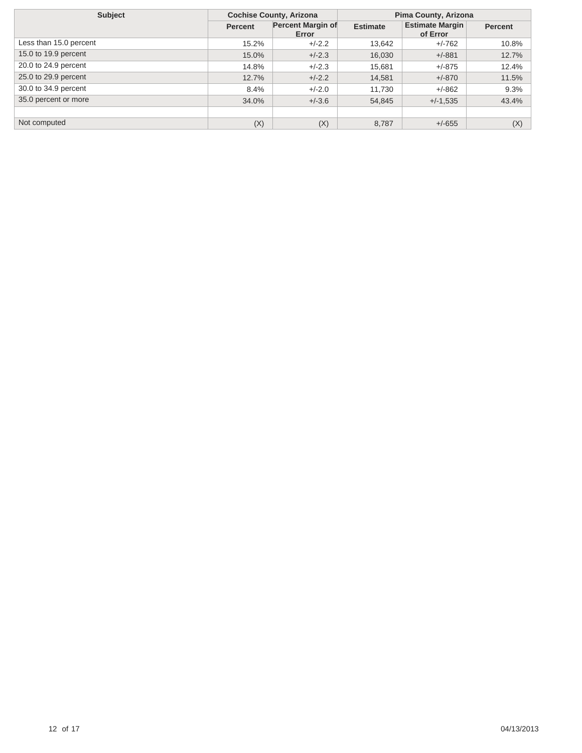| Subject | Cochise County, Arizona | | Pima County, Arizona | | |
|---|---|---|---|---|---|
| | Percent | Percent Margin of Error | Estimate | Estimate Margin of Error | Percent |
| Less than 15.0 percent | 15.2% | +/-2.2 | 13,642 | +/-762 | 10.8% |
| 15.0 to 19.9 percent | 15.0% | +/-2.3 | 16,030 | +/-881 | 12.7% |
| 20.0 to 24.9 percent | 14.8% | +/-2.3 | 15,681 | +/-875 | 12.4% |
| 25.0 to 29.9 percent | 12.7% | +/-2.2 | 14,581 | +/-870 | 11.5% |
| 30.0 to 34.9 percent | 8.4% | +/-2.0 | 11,730 | +/-862 | 9.3% |
| 35.0 percent or more | 34.0% | +/-3.6 | 54,845 | +/-1,535 | 43.4% |
| | | | | | |
| Not computed | (X) | (X) | 8,787 | +/-655 | (X) |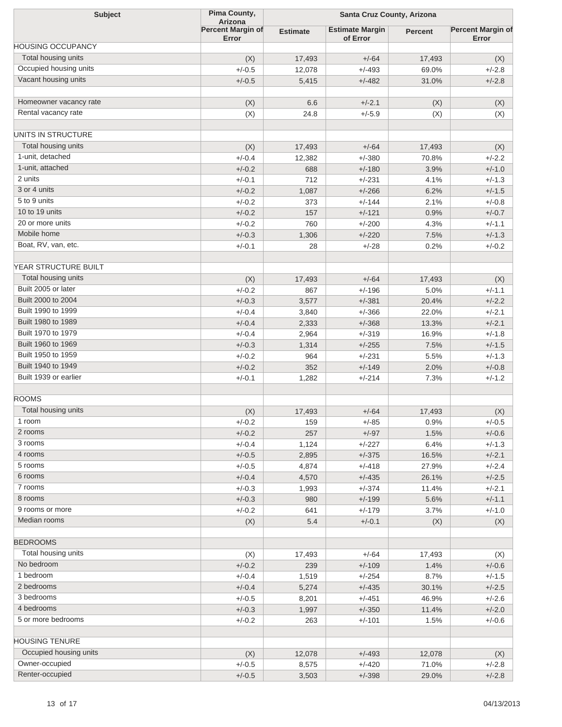| Subject | Pima County, Arizona | Santa Cruz County, Arizona | | | |
|---|---|---|---|---|---|
| | Percent Margin of Error | Estimate | Estimate Margin of Error | Percent | Percent Margin of Error |
| HOUSING OCCUPANCY | | | | | |
| Total housing units | (X) | 17,493 | +/-64 | 17,493 | (X) |
| Occupied housing units | +/-0.5 | 12,078 | +/-493 | 69.0% | +/-2.8 |
| Vacant housing units | +/-0.5 | 5,415 | +/-482 | 31.0% | +/-2.8 |
| | | | | | |
| Homeowner vacancy rate | (X) | 6.6 | +/-2.1 | (X) | (X) |
| Rental vacancy rate | (X) | 24.8 | +/-5.9 | (X) | (X) |
| | | | | | |
| UNITS IN STRUCTURE | | | | | |
| Total housing units | (X) | 17,493 | +/-64 | 17,493 | (X) |
| 1-unit, detached | +/-0.4 | 12,382 | +/-380 | 70.8% | +/-2.2 |
| 1-unit, attached | +/-0.2 | 688 | +/-180 | 3.9% | +/-1.0 |
| 2 units | +/-0.1 | 712 | +/-231 | 4.1% | +/-1.3 |
| 3 or 4 units | +/-0.2 | 1,087 | +/-266 | 6.2% | +/-1.5 |
| 5 to 9 units | +/-0.2 | 373 | +/-144 | 2.1% | +/-0.8 |
| 10 to 19 units | +/-0.2 | 157 | +/-121 | 0.9% | +/-0.7 |
| 20 or more units | +/-0.2 | 760 | +/-200 | 4.3% | +/-1.1 |
| Mobile home | +/-0.3 | 1,306 | +/-220 | 7.5% | +/-1.3 |
| Boat, RV, van, etc. | +/-0.1 | 28 | +/-28 | 0.2% | +/-0.2 |
| | | | | | |
| YEAR STRUCTURE BUILT | | | | | |
| Total housing units | (X) | 17,493 | +/-64 | 17,493 | (X) |
| Built 2005 or later | +/-0.2 | 867 | +/-196 | 5.0% | +/-1.1 |
| Built 2000 to 2004 | +/-0.3 | 3,577 | +/-381 | 20.4% | +/-2.2 |
| Built 1990 to 1999 | +/-0.4 | 3,840 | +/-366 | 22.0% | +/-2.1 |
| Built 1980 to 1989 | +/-0.4 | 2,333 | +/-368 | 13.3% | +/-2.1 |
| Built 1970 to 1979 | +/-0.4 | 2,964 | +/-319 | 16.9% | +/-1.8 |
| Built 1960 to 1969 | +/-0.3 | 1,314 | +/-255 | 7.5% | +/-1.5 |
| Built 1950 to 1959 | +/-0.2 | 964 | +/-231 | 5.5% | +/-1.3 |
| Built 1940 to 1949 | +/-0.2 | 352 | +/-149 | 2.0% | +/-0.8 |
| Built 1939 or earlier | +/-0.1 | 1,282 | +/-214 | 7.3% | +/-1.2 |
| | | | | | |
| ROOMS | | | | | |
| Total housing units | (X) | 17,493 | +/-64 | 17,493 | (X) |
| 1 room | +/-0.2 | 159 | +/-85 | 0.9% | +/-0.5 |
| 2 rooms | +/-0.2 | 257 | +/-97 | 1.5% | +/-0.6 |
| 3 rooms | +/-0.4 | 1,124 | +/-227 | 6.4% | +/-1.3 |
| 4 rooms | +/-0.5 | 2,895 | +/-375 | 16.5% | +/-2.1 |
| 5 rooms | +/-0.5 | 4,874 | +/-418 | 27.9% | +/-2.4 |
| 6 rooms | +/-0.4 | 4,570 | +/-435 | 26.1% | +/-2.5 |
| 7 rooms | +/-0.3 | 1,993 | +/-374 | 11.4% | +/-2.1 |
| 8 rooms | +/-0.3 | 980 | +/-199 | 5.6% | +/-1.1 |
| 9 rooms or more | +/-0.2 | 641 | +/-179 | 3.7% | +/-1.0 |
| Median rooms | (X) | 5.4 | +/-0.1 | (X) | (X) |
| | | | | | |
| BEDROOMS | | | | | |
| Total housing units | (X) | 17,493 | +/-64 | 17,493 | (X) |
| No bedroom | +/-0.2 | 239 | +/-109 | 1.4% | +/-0.6 |
| 1 bedroom | +/-0.4 | 1,519 | +/-254 | 8.7% | +/-1.5 |
| 2 bedrooms | +/-0.4 | 5,274 | +/-435 | 30.1% | +/-2.5 |
| 3 bedrooms | +/-0.5 | 8,201 | +/-451 | 46.9% | +/-2.6 |
| 4 bedrooms | +/-0.3 | 1,997 | +/-350 | 11.4% | +/-2.0 |
| 5 or more bedrooms | +/-0.2 | 263 | +/-101 | 1.5% | +/-0.6 |
| | | | | | |
| HOUSING TENURE | | | | | |
| Occupied housing units | (X) | 12,078 | +/-493 | 12,078 | (X) |
| Owner-occupied | +/-0.5 | 8,575 | +/-420 | 71.0% | +/-2.8 |
| Renter-occupied | +/-0.5 | 3,503 | +/-398 | 29.0% | +/-2.8 |

04/13/2013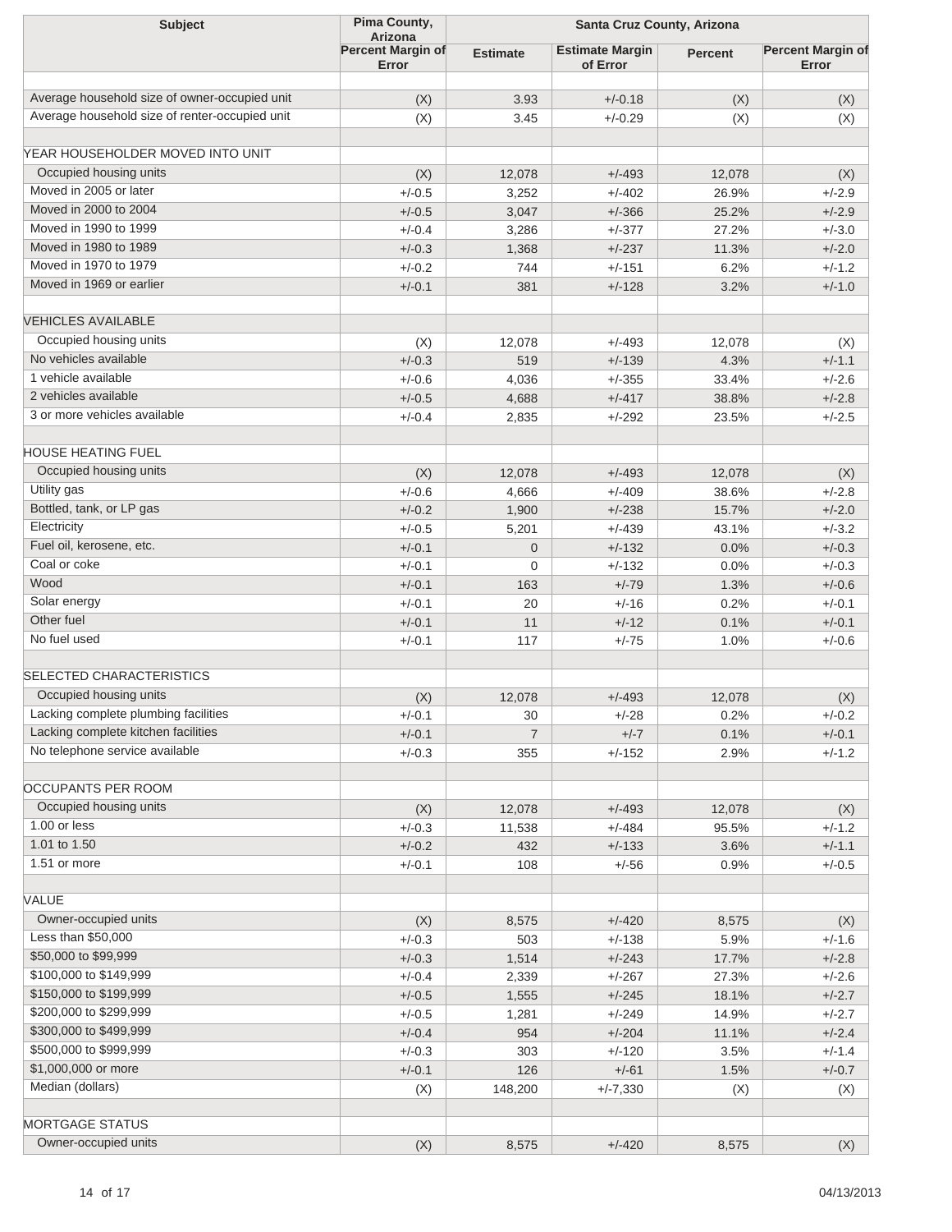| Subject | Pima County, Arizona | Santa Cruz County, Arizona | | | |
|---|---|---|---|---|---|
| | Percent Margin of Error | Estimate | Estimate Margin of Error | Percent | Percent Margin of Error |
| | | | | | |
| Average household size of owner-occupied unit | (X) | 3.93 | +/-0.18 | (X) | (X) |
| Average household size of renter-occupied unit | (X) | 3.45 | +/-0.29 | (X) | (X) |
| | | | | | |
| YEAR HOUSEHOLDER MOVED INTO UNIT | | | | | |
| Occupied housing units | (X) | 12,078 | +/-493 | 12,078 | (X) |
| Moved in 2005 or later | +/-0.5 | 3,252 | +/-402 | 26.9% | +/-2.9 |
| Moved in 2000 to 2004 | +/-0.5 | 3,047 | +/-366 | 25.2% | +/-2.9 |
| Moved in 1990 to 1999 | +/-0.4 | 3,286 | +/-377 | 27.2% | +/-3.0 |
| Moved in 1980 to 1989 | +/-0.3 | 1,368 | +/-237 | 11.3% | +/-2.0 |
| Moved in 1970 to 1979 | +/-0.2 | 744 | +/-151 | 6.2% | +/-1.2 |
| Moved in 1969 or earlier | +/-0.1 | 381 | +/-128 | 3.2% | +/-1.0 |
| | | | | | |
| VEHICLES AVAILABLE | | | | | |
| Occupied housing units | (X) | 12,078 | +/-493 | 12,078 | (X) |
| No vehicles available | +/-0.3 | 519 | +/-139 | 4.3% | +/-1.1 |
| 1 vehicle available | +/-0.6 | 4,036 | +/-355 | 33.4% | +/-2.6 |
| 2 vehicles available | +/-0.5 | 4,688 | +/-417 | 38.8% | +/-2.8 |
| 3 or more vehicles available | +/-0.4 | 2,835 | +/-292 | 23.5% | +/-2.5 |
| | | | | | |
| HOUSE HEATING FUEL | | | | | |
| Occupied housing units | (X) | 12,078 | +/-493 | 12,078 | (X) |
| Utility gas | +/-0.6 | 4,666 | +/-409 | 38.6% | +/-2.8 |
| Bottled, tank, or LP gas | +/-0.2 | 1,900 | +/-238 | 15.7% | +/-2.0 |
| Electricity | +/-0.5 | 5,201 | +/-439 | 43.1% | +/-3.2 |
| Fuel oil, kerosene, etc. | +/-0.1 | 0 | +/-132 | 0.0% | +/-0.3 |
| Coal or coke | +/-0.1 | 0 | +/-132 | 0.0% | +/-0.3 |
| Wood | +/-0.1 | 163 | +/-79 | 1.3% | +/-0.6 |
| Solar energy | +/-0.1 | 20 | +/-16 | 0.2% | +/-0.1 |
| Other fuel | +/-0.1 | 11 | +/-12 | 0.1% | +/-0.1 |
| No fuel used | +/-0.1 | 117 | +/-75 | 1.0% | +/-0.6 |
| | | | | | |
| SELECTED CHARACTERISTICS | | | | | |
| Occupied housing units | (X) | 12,078 | +/-493 | 12,078 | (X) |
| Lacking complete plumbing facilities | +/-0.1 | 30 | +/-28 | 0.2% | +/-0.2 |
| Lacking complete kitchen facilities | +/-0.1 | 7 | +/-7 | 0.1% | +/-0.1 |
| No telephone service available | +/-0.3 | 355 | +/-152 | 2.9% | +/-1.2 |
| | | | | | |
| OCCUPANTS PER ROOM | | | | | |
| Occupied housing units | (X) | 12,078 | +/-493 | 12,078 | (X) |
| 1.00 or less | +/-0.3 | 11,538 | +/-484 | 95.5% | +/-1.2 |
| 1.01 to 1.50 | +/-0.2 | 432 | +/-133 | 3.6% | +/-1.1 |
| 1.51 or more | +/-0.1 | 108 | +/-56 | 0.9% | +/-0.5 |
| | | | | | |
| VALUE | | | | | |
| Owner-occupied units | (X) | 8,575 | +/-420 | 8,575 | (X) |
| Less than $50,000 | +/-0.3 | 503 | +/-138 | 5.9% | +/-1.6 |
| $50,000 to $99,999 | +/-0.3 | 1,514 | +/-243 | 17.7% | +/-2.8 |
| $100,000 to $149,999 | +/-0.4 | 2,339 | +/-267 | 27.3% | +/-2.6 |
| $150,000 to $199,999 | +/-0.5 | 1,555 | +/-245 | 18.1% | +/-2.7 |
| $200,000 to $299,999 | +/-0.5 | 1,281 | +/-249 | 14.9% | +/-2.7 |
| $300,000 to $499,999 | +/-0.4 | 954 | +/-204 | 11.1% | +/-2.4 |
| $500,000 to $999,999 | +/-0.3 | 303 | +/-120 | 3.5% | +/-1.4 |
| $1,000,000 or more | +/-0.1 | 126 | +/-61 | 1.5% | +/-0.7 |
| Median (dollars) | (X) | 148,200 | +/-7,330 | (X) | (X) |
| | | | | | |
| MORTGAGE STATUS | | | | | |
| Owner-occupied units | (X) | 8,575 | +/-420 | 8,575 | (X) |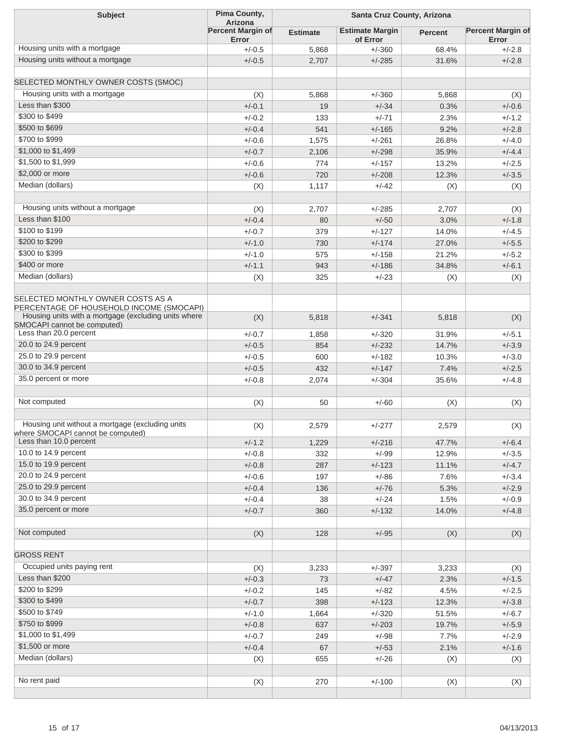| Subject | Pima County, Arizona | Santa Cruz County, Arizona | | | |
|---|---|---|---|---|---|
| | Percent Margin of Error | Estimate | Estimate Margin of Error | Percent | Percent Margin of Error |
| Housing units with a mortgage | +/-0.5 | 5,868 | +/-360 | 68.4% | +/-2.8 |
| Housing units without a mortgage | +/-0.5 | 2,707 | +/-285 | 31.6% | +/-2.8 |
| | | | | | |
| SELECTED MONTHLY OWNER COSTS (SMOC) | | | | | |
| Housing units with a mortgage | (X) | 5,868 | +/-360 | 5,868 | (X) |
| Less than $300 | +/-0.1 | 19 | +/-34 | 0.3% | +/-0.6 |
| $300 to $499 | +/-0.2 | 133 | +/-71 | 2.3% | +/-1.2 |
| $500 to $699 | +/-0.4 | 541 | +/-165 | 9.2% | +/-2.8 |
| $700 to $999 | +/-0.6 | 1,575 | +/-261 | 26.8% | +/-4.0 |
| $1,000 to $1,499 | +/-0.7 | 2,106 | +/-298 | 35.9% | +/-4.4 |
| $1,500 to $1,999 | +/-0.6 | 774 | +/-157 | 13.2% | +/-2.5 |
| $2,000 or more | +/-0.6 | 720 | +/-208 | 12.3% | +/-3.5 |
| Median (dollars) | (X) | 1,117 | +/-42 | (X) | (X) |
| | | | | | |
| Housing units without a mortgage | (X) | 2,707 | +/-285 | 2,707 | (X) |
| Less than $100 | +/-0.4 | 80 | +/-50 | 3.0% | +/-1.8 |
| $100 to $199 | +/-0.7 | 379 | +/-127 | 14.0% | +/-4.5 |
| $200 to $299 | +/-1.0 | 730 | +/-174 | 27.0% | +/-5.5 |
| $300 to $399 | +/-1.0 | 575 | +/-158 | 21.2% | +/-5.2 |
| $400 or more | +/-1.1 | 943 | +/-186 | 34.8% | +/-6.1 |
| Median (dollars) | (X) | 325 | +/-23 | (X) | (X) |
| | | | | | |
| SELECTED MONTHLY OWNER COSTS AS A PERCENTAGE OF HOUSEHOLD INCOME (SMOCAPI) | | | | | |
| Housing units with a mortgage (excluding units where SMOCAPI cannot be computed) | (X) | 5,818 | +/-341 | 5,818 | (X) |
| Less than 20.0 percent | +/-0.7 | 1,858 | +/-320 | 31.9% | +/-5.1 |
| 20.0 to 24.9 percent | +/-0.5 | 854 | +/-232 | 14.7% | +/-3.9 |
| 25.0 to 29.9 percent | +/-0.5 | 600 | +/-182 | 10.3% | +/-3.0 |
| 30.0 to 34.9 percent | +/-0.5 | 432 | +/-147 | 7.4% | +/-2.5 |
| 35.0 percent or more | +/-0.8 | 2,074 | +/-304 | 35.6% | +/-4.8 |
| | | | | | |
| Not computed | (X) | 50 | +/-60 | (X) | (X) |
| | | | | | |
| Housing unit without a mortgage (excluding units where SMOCAPI cannot be computed) | (X) | 2,579 | +/-277 | 2,579 | (X) |
| Less than 10.0 percent | +/-1.2 | 1,229 | +/-216 | 47.7% | +/-6.4 |
| 10.0 to 14.9 percent | +/-0.8 | 332 | +/-99 | 12.9% | +/-3.5 |
| 15.0 to 19.9 percent | +/-0.8 | 287 | +/-123 | 11.1% | +/-4.7 |
| 20.0 to 24.9 percent | +/-0.6 | 197 | +/-86 | 7.6% | +/-3.4 |
| 25.0 to 29.9 percent | +/-0.4 | 136 | +/-76 | 5.3% | +/-2.9 |
| 30.0 to 34.9 percent | +/-0.4 | 38 | +/-24 | 1.5% | +/-0.9 |
| 35.0 percent or more | +/-0.7 | 360 | +/-132 | 14.0% | +/-4.8 |
| | | | | | |
| Not computed | (X) | 128 | +/-95 | (X) | (X) |
| | | | | | |
| GROSS RENT | | | | | |
| Occupied units paying rent | (X) | 3,233 | +/-397 | 3,233 | (X) |
| Less than $200 | +/-0.3 | 73 | +/-47 | 2.3% | +/-1.5 |
| $200 to $299 | +/-0.2 | 145 | +/-82 | 4.5% | +/-2.5 |
| $300 to $499 | +/-0.7 | 398 | +/-123 | 12.3% | +/-3.8 |
| $500 to $749 | +/-1.0 | 1,664 | +/-320 | 51.5% | +/-6.7 |
| $750 to $999 | +/-0.8 | 637 | +/-203 | 19.7% | +/-5.9 |
| $1,000 to $1,499 | +/-0.7 | 249 | +/-98 | 7.7% | +/-2.9 |
| $1,500 or more | +/-0.4 | 67 | +/-53 | 2.1% | +/-1.6 |
| Median (dollars) | (X) | 655 | +/-26 | (X) | (X) |
| | | | | | |
| No rent paid | (X) | 270 | +/-100 | (X) | (X) |
| | | | | | |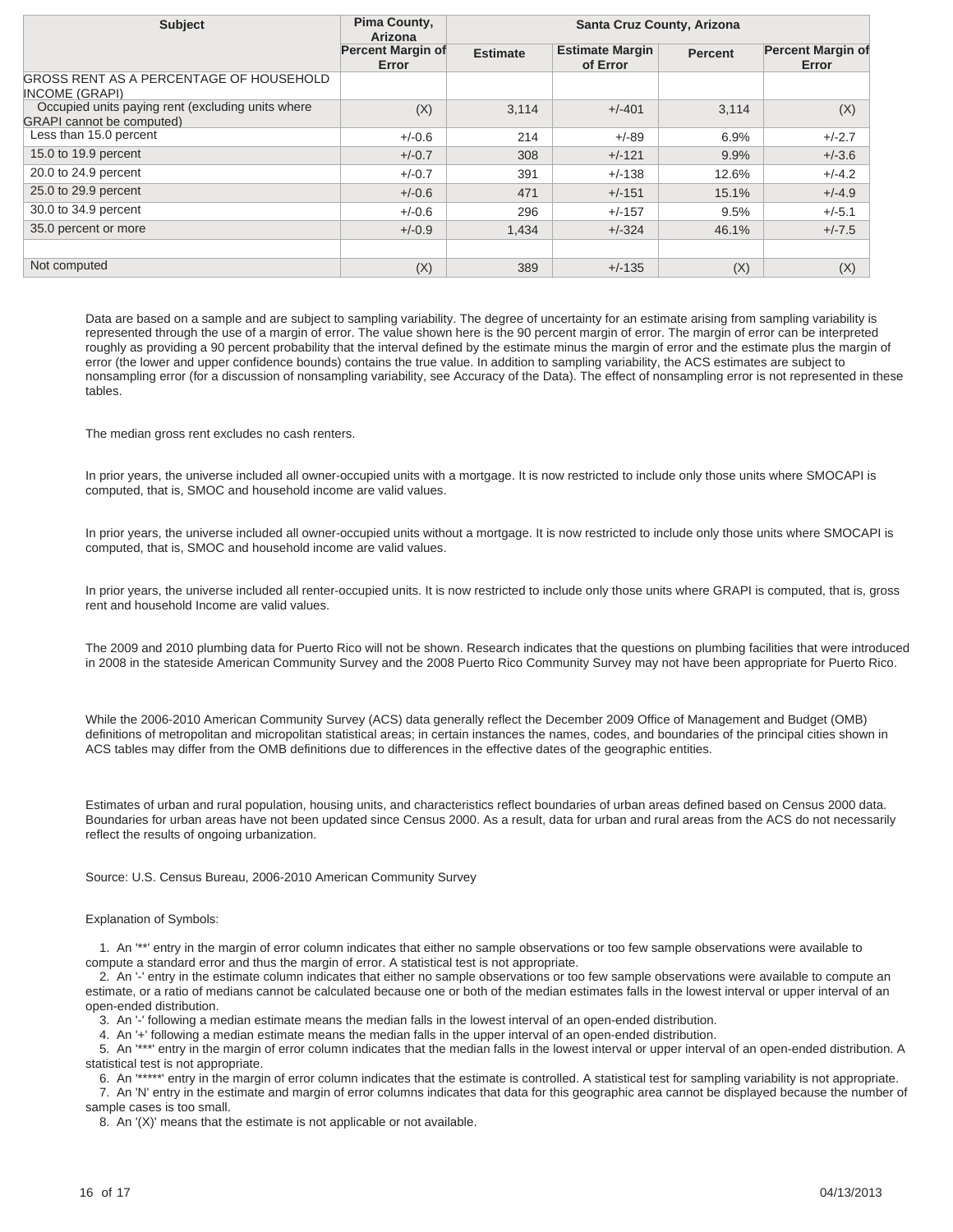| Subject | Pima County, Arizona | Santa Cruz County, Arizona | | | |
|---|---|---|---|---|---|
| | Percent Margin of Error | Estimate | Estimate Margin of Error | Percent | Percent Margin of Error |
| GROSS RENT AS A PERCENTAGE OF HOUSEHOLD INCOME (GRAPI) | | | | | |
| Occupied units paying rent (excluding units where GRAPI cannot be computed) | (X) | 3,114 | +/-401 | 3,114 | (X) |
| Less than 15.0 percent | +/-0.6 | 214 | +/-89 | 6.9% | +/-2.7 |
| 15.0 to 19.9 percent | +/-0.7 | 308 | +/-121 | 9.9% | +/-3.6 |
| 20.0 to 24.9 percent | +/-0.7 | 391 | +/-138 | 12.6% | +/-4.2 |
| 25.0 to 29.9 percent | +/-0.6 | 471 | +/-151 | 15.1% | +/-4.9 |
| 30.0 to 34.9 percent | +/-0.6 | 296 | +/-157 | 9.5% | +/-5.1 |
| 35.0 percent or more | +/-0.9 | 1,434 | +/-324 | 46.1% | +/-7.5 |
| | | | | | |
| Not computed | (X) | 389 | +/-135 | (X) | (X) |

Data are based on a sample and are subject to sampling variability. The degree of uncertainty for an estimate arising from sampling variability is represented through the use of a margin of error. The value shown here is the 90 percent margin of error. The margin of error can be interpreted roughly as providing a 90 percent probability that the interval defined by the estimate minus the margin of error and the estimate plus the margin of error (the lower and upper confidence bounds) contains the true value. In addition to sampling variability, the ACS estimates are subject to nonsampling error (for a discussion of nonsampling variability, see Accuracy of the Data). The effect of nonsampling error is not represented in these tables.

The median gross rent excludes no cash renters.

In prior years, the universe included all owner-occupied units with a mortgage. It is now restricted to include only those units where SMOCAPI is computed, that is, SMOC and household income are valid values.

In prior years, the universe included all owner-occupied units without a mortgage. It is now restricted to include only those units where SMOCAPI is computed, that is, SMOC and household income are valid values.

In prior years, the universe included all renter-occupied units. It is now restricted to include only those units where GRAPI is computed, that is, gross rent and household Income are valid values.

The 2009 and 2010 plumbing data for Puerto Rico will not be shown. Research indicates that the questions on plumbing facilities that were introduced in 2008 in the stateside American Community Survey and the 2008 Puerto Rico Community Survey may not have been appropriate for Puerto Rico.

While the 2006-2010 American Community Survey (ACS) data generally reflect the December 2009 Office of Management and Budget (OMB) definitions of metropolitan and micropolitan statistical areas; in certain instances the names, codes, and boundaries of the principal cities shown in ACS tables may differ from the OMB definitions due to differences in the effective dates of the geographic entities.

Estimates of urban and rural population, housing units, and characteristics reflect boundaries of urban areas defined based on Census 2000 data. Boundaries for urban areas have not been updated since Census 2000. As a result, data for urban and rural areas from the ACS do not necessarily reflect the results of ongoing urbanization.

Source: U.S. Census Bureau, 2006-2010 American Community Survey

Explanation of Symbols:

1. An '**' entry in the margin of error column indicates that either no sample observations or too few sample observations were available to compute a standard error and thus the margin of error. A statistical test is not appropriate.
2. An '-' entry in the estimate column indicates that either no sample observations or too few sample observations were available to compute an estimate, or a ratio of medians cannot be calculated because one or both of the median estimates falls in the lowest interval or upper interval of an open-ended distribution.
3. An '-' following a median estimate means the median falls in the lowest interval of an open-ended distribution.
4. An '+' following a median estimate means the median falls in the upper interval of an open-ended distribution.
5. An '***' entry in the margin of error column indicates that the median falls in the lowest interval or upper interval of an open-ended distribution. A statistical test is not appropriate.
6. An '*****' entry in the margin of error column indicates that the estimate is controlled. A statistical test for sampling variability is not appropriate.
7. An 'N' entry in the estimate and margin of error columns indicates that data for this geographic area cannot be displayed because the number of sample cases is too small.
8. An '(X)' means that the estimate is not applicable or not available.